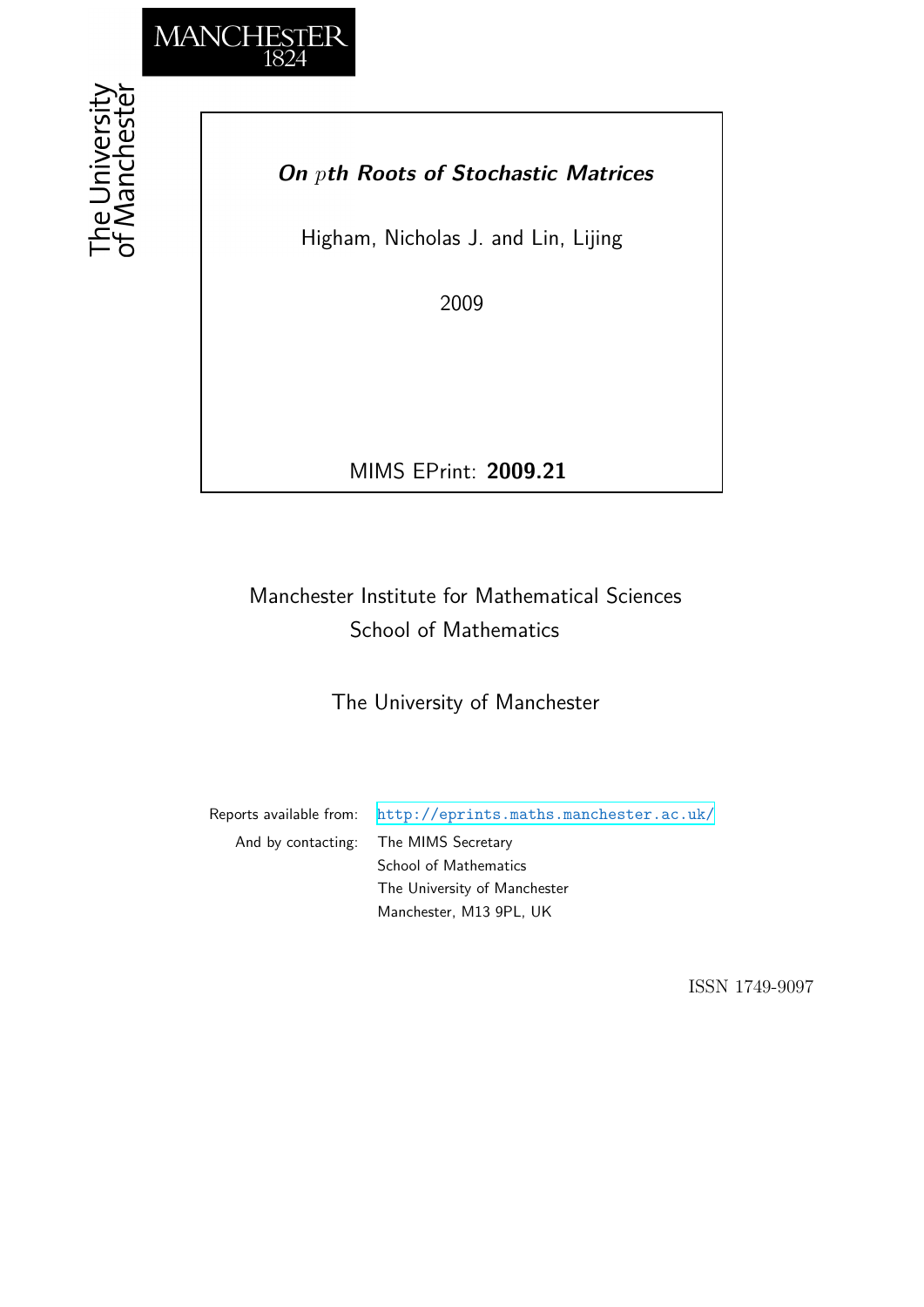MANCHESTER 1824

The University of Manchester

# *On $p$th Roots of Stochastic Matrices*

Higham, Nicholas J. and Lin, Lijing

2009

MIMS EPrint: **2009.21**

Manchester Institute for Mathematical Sciences
School of Mathematics

The University of Manchester

Reports available from: http://eprints.maths.manchester.ac.uk/
And by contacting: The MIMS Secretary
School of Mathematics
The University of Manchester
Manchester, M13 9PL, UK

ISSN 1749-9097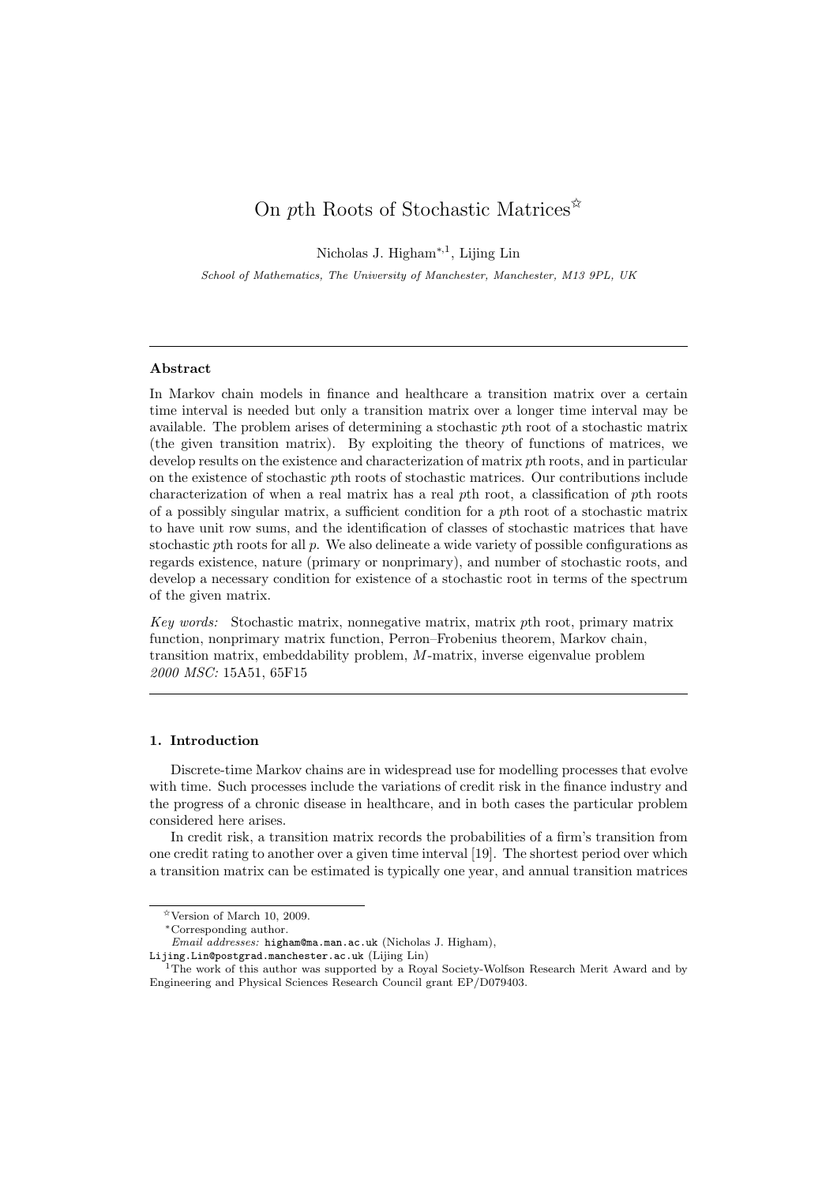# On $p$th Roots of Stochastic Matrices[☆]

Nicholas J. Higham[*,1], Lijing Lin

*School of Mathematics, The University of Manchester, Manchester, M13 9PL, UK*

---

### Abstract

In Markov chain models in finance and healthcare a transition matrix over a certain time interval is needed but only a transition matrix over a longer time interval may be available. The problem arises of determining a stochastic $p$th root of a stochastic matrix (the given transition matrix). By exploiting the theory of functions of matrices, we develop results on the existence and characterization of matrix $p$th roots, and in particular on the existence of stochastic $p$th roots of stochastic matrices. Our contributions include characterization of when a real matrix has a real $p$th root, a classification of $p$th roots of a possibly singular matrix, a sufficient condition for a $p$th root of a stochastic matrix to have unit row sums, and the identification of classes of stochastic matrices that have stochastic $p$th roots for all $p$. We also delineate a wide variety of possible configurations as regards existence, nature (primary or nonprimary), and number of stochastic roots, and develop a necessary condition for existence of a stochastic root in terms of the spectrum of the given matrix.

*Key words:* Stochastic matrix, nonnegative matrix, matrix $p$th root, primary matrix function, nonprimary matrix function, Perron–Frobenius theorem, Markov chain, transition matrix, embeddability problem, $M$-matrix, inverse eigenvalue problem
*2000 MSC:* 15A51, 65F15

---

### 1. Introduction

Discrete-time Markov chains are in widespread use for modelling processes that evolve with time. Such processes include the variations of credit risk in the finance industry and the progress of a chronic disease in healthcare, and in both cases the particular problem considered here arises.

In credit risk, a transition matrix records the probabilities of a firm's transition from one credit rating to another over a given time interval [19]. The shortest period over which a transition matrix can be estimated is typically one year, and annual transition matrices

---

[☆] Version of March 10, 2009.
[*] Corresponding author.
*Email addresses:* higham@ma.man.ac.uk (Nicholas J. Higham), Lijing.Lin@postgrad.manchester.ac.uk (Lijing Lin)
[1] The work of this author was supported by a Royal Society-Wolfson Research Merit Award and by Engineering and Physical Sciences Research Council grant EP/D079403.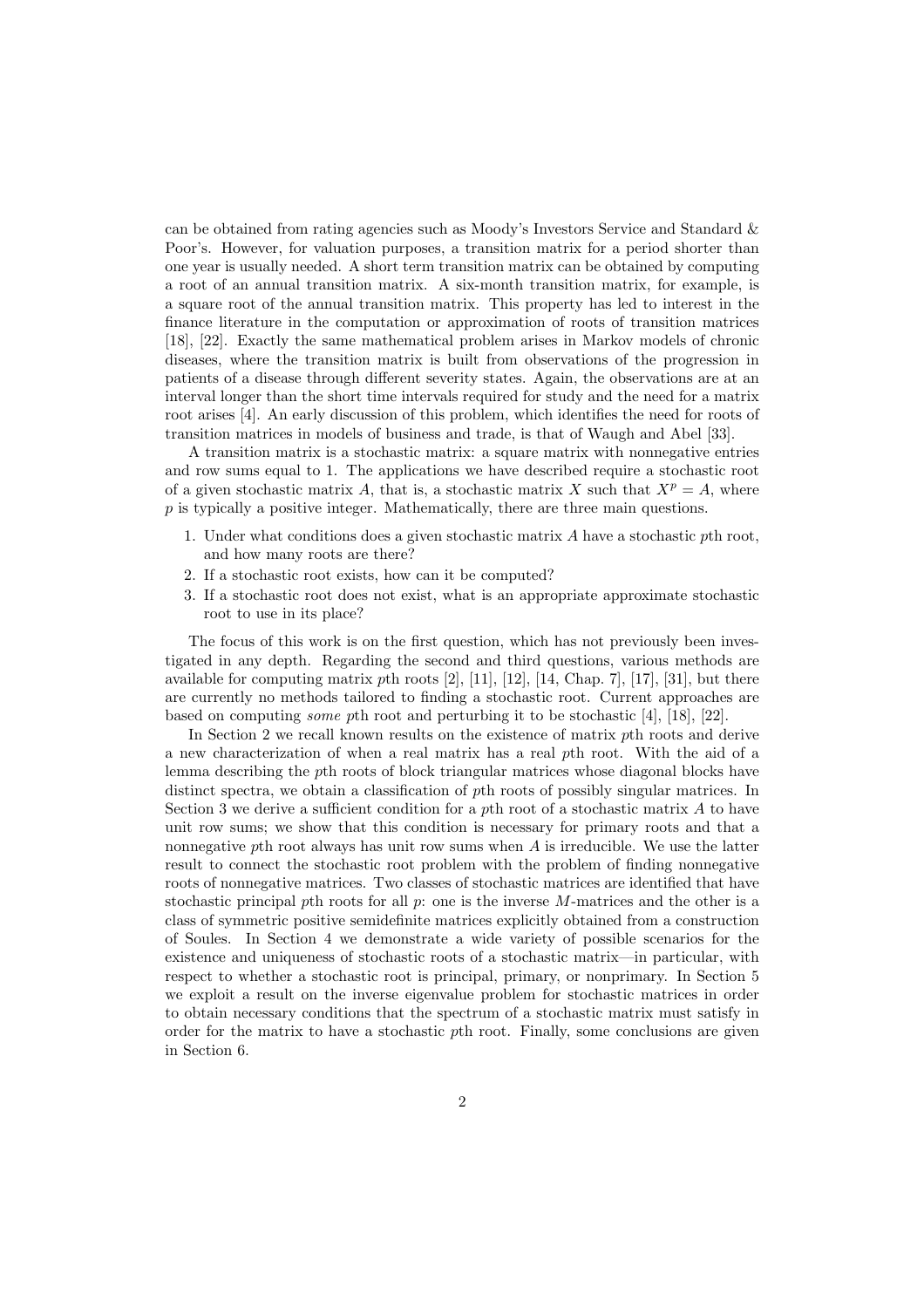can be obtained from rating agencies such as Moody's Investors Service and Standard & Poor's. However, for valuation purposes, a transition matrix for a period shorter than one year is usually needed. A short term transition matrix can be obtained by computing a root of an annual transition matrix. A six-month transition matrix, for example, is a square root of the annual transition matrix. This property has led to interest in the finance literature in the computation or approximation of roots of transition matrices [18], [22]. Exactly the same mathematical problem arises in Markov models of chronic diseases, where the transition matrix is built from observations of the progression in patients of a disease through different severity states. Again, the observations are at an interval longer than the short time intervals required for study and the need for a matrix root arises [4]. An early discussion of this problem, which identifies the need for roots of transition matrices in models of business and trade, is that of Waugh and Abel [33].

A transition matrix is a stochastic matrix: a square matrix with nonnegative entries and row sums equal to 1. The applications we have described require a stochastic root of a given stochastic matrix $A$, that is, a stochastic matrix $X$ such that $X^p = A$, where $p$ is typically a positive integer. Mathematically, there are three main questions.

1. Under what conditions does a given stochastic matrix $A$ have a stochastic $p$th root, and how many roots are there?
2. If a stochastic root exists, how can it be computed?
3. If a stochastic root does not exist, what is an appropriate approximate stochastic root to use in its place?

The focus of this work is on the first question, which has not previously been investigated in any depth. Regarding the second and third questions, various methods are available for computing matrix $p$th roots [2], [11], [12], [14, Chap. 7], [17], [31], but there are currently no methods tailored to finding a stochastic root. Current approaches are based on computing *some* $p$th root and perturbing it to be stochastic [4], [18], [22].

In Section 2 we recall known results on the existence of matrix $p$th roots and derive a new characterization of when a real matrix has a real $p$th root. With the aid of a lemma describing the $p$th roots of block triangular matrices whose diagonal blocks have distinct spectra, we obtain a classification of $p$th roots of possibly singular matrices. In Section 3 we derive a sufficient condition for a $p$th root of a stochastic matrix $A$ to have unit row sums; we show that this condition is necessary for primary roots and that a nonnegative $p$th root always has unit row sums when $A$ is irreducible. We use the latter result to connect the stochastic root problem with the problem of finding nonnegative roots of nonnegative matrices. Two classes of stochastic matrices are identified that have stochastic principal $p$th roots for all $p$: one is the inverse $M$-matrices and the other is a class of symmetric positive semidefinite matrices explicitly obtained from a construction of Soules. In Section 4 we demonstrate a wide variety of possible scenarios for the existence and uniqueness of stochastic roots of a stochastic matrix—in particular, with respect to whether a stochastic root is principal, primary, or nonprimary. In Section 5 we exploit a result on the inverse eigenvalue problem for stochastic matrices in order to obtain necessary conditions that the spectrum of a stochastic matrix must satisfy in order for the matrix to have a stochastic $p$th root. Finally, some conclusions are given in Section 6.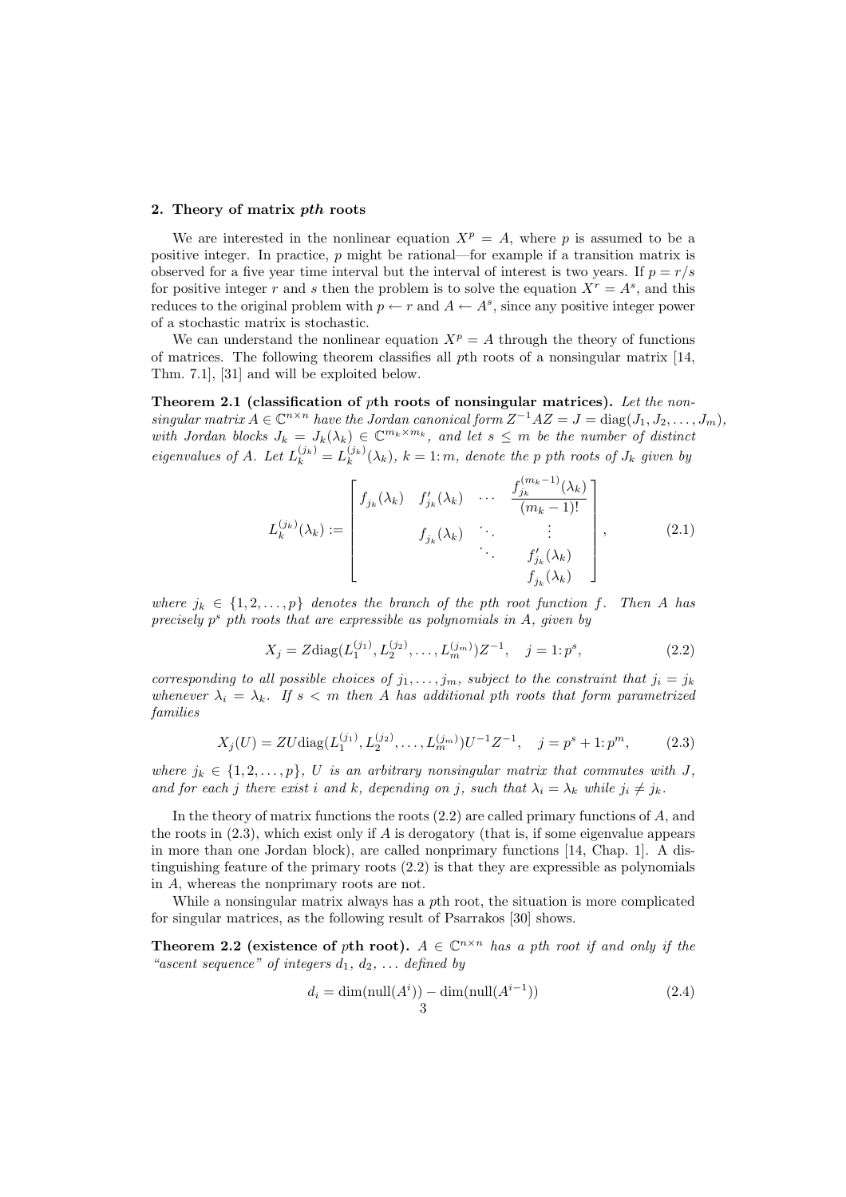## 2. Theory of matrix *pth* roots

We are interested in the nonlinear equation $X^p = A$, where $p$ is assumed to be a positive integer. In practice, $p$ might be rational—for example if a transition matrix is observed for a five year time interval but the interval of interest is two years. If $p = r/s$ for positive integer $r$ and $s$ then the problem is to solve the equation $X^r = A^s$, and this reduces to the original problem with $p \leftarrow r$ and $A \leftarrow A^s$, since any positive integer power of a stochastic matrix is stochastic.

We can understand the nonlinear equation $X^p = A$ through the theory of functions of matrices. The following theorem classifies all $p$th roots of a nonsingular matrix [14, Thm. 7.1], [31] and will be exploited below.

**Theorem 2.1 (classification of $p$th roots of nonsingular matrices).** *Let the nonsingular matrix $A \in \mathbb{C}^{n\times n}$ have the Jordan canonical form $Z^{-1}AZ = J = \mathrm{diag}(J_1, J_2, \ldots, J_m)$, with Jordan blocks $J_k = J_k(\lambda_k) \in \mathbb{C}^{m_k\times m_k}$, and let $s \le m$ be the number of distinct eigenvalues of $A$. Let $L_k^{(j_k)} = L_k^{(j_k)}(\lambda_k)$, $k = 1\colon m$, denote the $p$ $p$th roots of $J_k$ given by*

$$L_k^{(j_k)}(\lambda_k) := \begin{bmatrix} f_{j_k}(\lambda_k) & f'_{j_k}(\lambda_k) & \cdots & \dfrac{f_{j_k}^{(m_k-1)}(\lambda_k)}{(m_k-1)!} \\ & f_{j_k}(\lambda_k) & \ddots & \vdots \\ & & \ddots & f'_{j_k}(\lambda_k) \\ & & & f_{j_k}(\lambda_k) \end{bmatrix}, \tag{2.1}$$

*where $j_k \in \{1, 2, \ldots, p\}$ denotes the branch of the $p$th root function $f$. Then $A$ has precisely $p^s$ $p$th roots that are expressible as polynomials in $A$, given by*

$$X_j = Z\mathrm{diag}(L_1^{(j_1)}, L_2^{(j_2)}, \ldots, L_m^{(j_m)})Z^{-1}, \quad j = 1\colon p^s, \tag{2.2}$$

*corresponding to all possible choices of $j_1, \ldots, j_m$, subject to the constraint that $j_i = j_k$ whenever $\lambda_i = \lambda_k$. If $s < m$ then $A$ has additional $p$th roots that form parametrized families*

$$X_j(U) = ZU\mathrm{diag}(L_1^{(j_1)}, L_2^{(j_2)}, \ldots, L_m^{(j_m)})U^{-1}Z^{-1}, \quad j = p^s + 1\colon p^m, \tag{2.3}$$

*where $j_k \in \{1, 2, \ldots, p\}$, $U$ is an arbitrary nonsingular matrix that commutes with $J$, and for each $j$ there exist $i$ and $k$, depending on $j$, such that $\lambda_i = \lambda_k$ while $j_i \ne j_k$.*

In the theory of matrix functions the roots (2.2) are called primary functions of $A$, and the roots in (2.3), which exist only if $A$ is derogatory (that is, if some eigenvalue appears in more than one Jordan block), are called nonprimary functions [14, Chap. 1]. A distinguishing feature of the primary roots (2.2) is that they are expressible as polynomials in $A$, whereas the nonprimary roots are not.

While a nonsingular matrix always has a $p$th root, the situation is more complicated for singular matrices, as the following result of Psarrakos [30] shows.

**Theorem 2.2 (existence of $p$th root).** *$A \in \mathbb{C}^{n\times n}$ has a $p$th root if and only if the "ascent sequence" of integers $d_1, d_2, \ldots$ defined by*

$$d_i = \dim(\mathrm{null}(A^i)) - \dim(\mathrm{null}(A^{i-1})) \tag{2.4}$$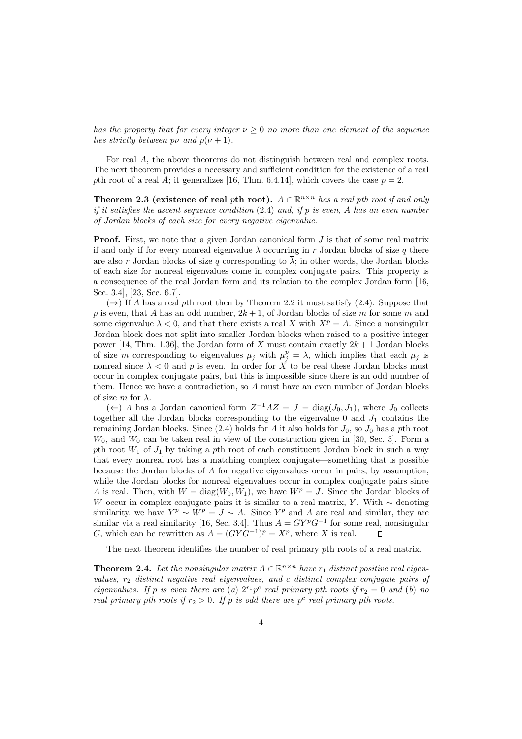*has the property that for every integer $\nu \geq 0$ no more than one element of the sequence lies strictly between $p\nu$ and $p(\nu + 1)$.*

For real $A$, the above theorems do not distinguish between real and complex roots. The next theorem provides a necessary and sufficient condition for the existence of a real $p$th root of a real $A$; it generalizes [16, Thm. 6.4.14], which covers the case $p = 2$.

**Theorem 2.3 (existence of real $p$th root).** *$A \in \mathbb{R}^{n\times n}$ has a real $p$th root if and only if it satisfies the ascent sequence condition (2.4) and, if $p$ is even, $A$ has an even number of Jordan blocks of each size for every negative eigenvalue.*

**Proof.** First, we note that a given Jordan canonical form $J$ is that of some real matrix if and only if for every nonreal eigenvalue $\lambda$ occurring in $r$ Jordan blocks of size $q$ there are also $r$ Jordan blocks of size $q$ corresponding to $\overline{\lambda}$; in other words, the Jordan blocks of each size for nonreal eigenvalues come in complex conjugate pairs. This property is a consequence of the real Jordan form and its relation to the complex Jordan form [16, Sec. 3.4], [23, Sec. 6.7].

($\Rightarrow$) If $A$ has a real $p$th root then by Theorem 2.2 it must satisfy (2.4). Suppose that $p$ is even, that $A$ has an odd number, $2k + 1$, of Jordan blocks of size $m$ for some $m$ and some eigenvalue $\lambda < 0$, and that there exists a real $X$ with $X^p = A$. Since a nonsingular Jordan block does not split into smaller Jordan blocks when raised to a positive integer power [14, Thm. 1.36], the Jordan form of $X$ must contain exactly $2k + 1$ Jordan blocks of size $m$ corresponding to eigenvalues $\mu_j$ with $\mu_j^p = \lambda$, which implies that each $\mu_j$ is nonreal since $\lambda < 0$ and $p$ is even. In order for $X$ to be real these Jordan blocks must occur in complex conjugate pairs, but this is impossible since there is an odd number of them. Hence we have a contradiction, so $A$ must have an even number of Jordan blocks of size $m$ for $\lambda$.

($\Leftarrow$) $A$ has a Jordan canonical form $Z^{-1}AZ = J = \mathrm{diag}(J_0, J_1)$, where $J_0$ collects together all the Jordan blocks corresponding to the eigenvalue 0 and $J_1$ contains the remaining Jordan blocks. Since (2.4) holds for $A$ it also holds for $J_0$, so $J_0$ has a $p$th root $W_0$, and $W_0$ can be taken real in view of the construction given in [30, Sec. 3]. Form a $p$th root $W_1$ of $J_1$ by taking a $p$th root of each constituent Jordan block in such a way that every nonreal root has a matching complex conjugate—something that is possible because the Jordan blocks of $A$ for negative eigenvalues occur in pairs, by assumption, while the Jordan blocks for nonreal eigenvalues occur in complex conjugate pairs since $A$ is real. Then, with $W = \mathrm{diag}(W_0, W_1)$, we have $W^p = J$. Since the Jordan blocks of $W$ occur in complex conjugate pairs it is similar to a real matrix, $Y$. With $\sim$ denoting similarity, we have $Y^p \sim W^p = J \sim A$. Since $Y^p$ and $A$ are real and similar, they are similar via a real similarity [16, Sec. 3.4]. Thus $A = GY^pG^{-1}$ for some real, nonsingular $G$, which can be rewritten as $A = (GYG^{-1})^p = X^p$, where $X$ is real. $\square$

The next theorem identifies the number of real primary $p$th roots of a real matrix.

**Theorem 2.4.** *Let the nonsingular matrix $A \in \mathbb{R}^{n\times n}$ have $r_1$ distinct positive real eigenvalues, $r_2$ distinct negative real eigenvalues, and $c$ distinct complex conjugate pairs of eigenvalues. If $p$ is even there are (a) $2^{r_1}p^c$ real primary $p$th roots if $r_2 = 0$ and (b) no real primary $p$th roots if $r_2 > 0$. If $p$ is odd there are $p^c$ real primary $p$th roots.*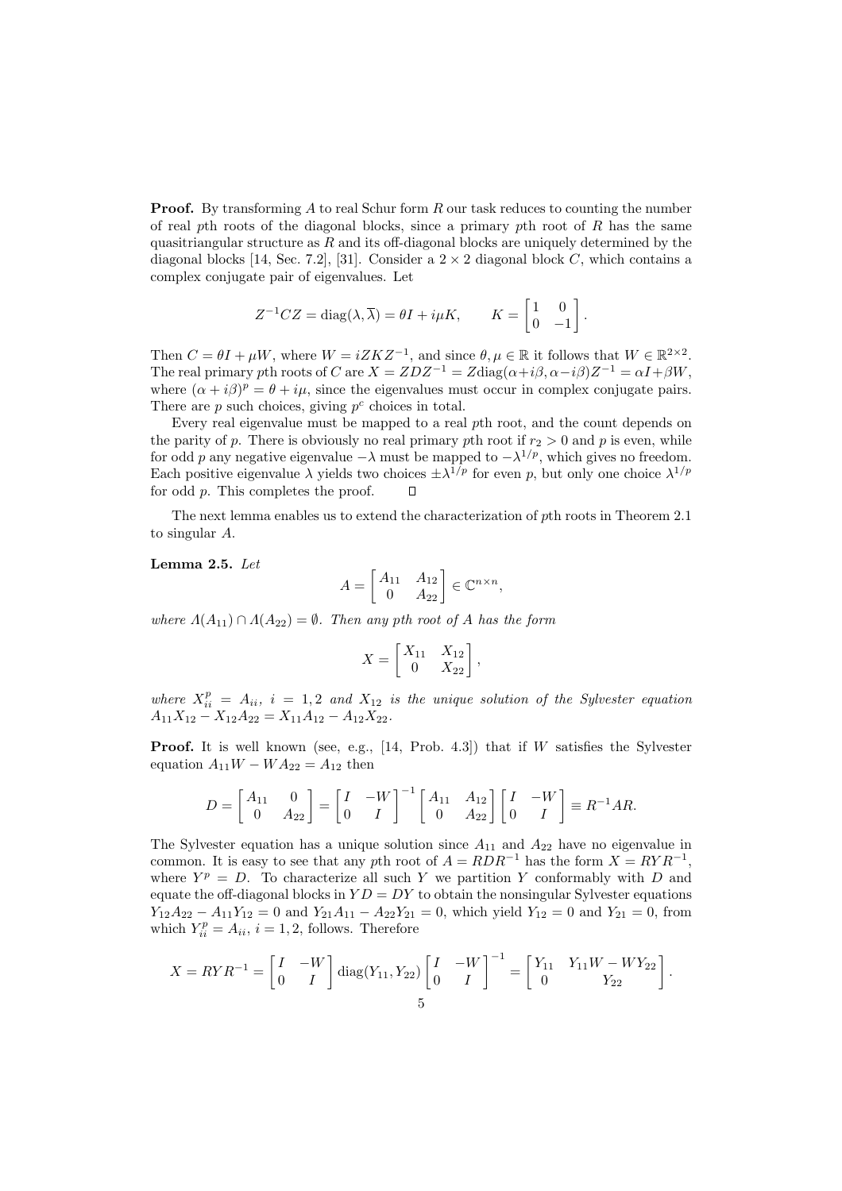**Proof.** By transforming $A$ to real Schur form $R$ our task reduces to counting the number of real $p$th roots of the diagonal blocks, since a primary $p$th root of $R$ has the same quasitriangular structure as $R$ and its off-diagonal blocks are uniquely determined by the diagonal blocks [14, Sec. 7.2], [31]. Consider a $2 \times 2$ diagonal block $C$, which contains a complex conjugate pair of eigenvalues. Let

$$Z^{-1}CZ = \mathrm{diag}(\lambda, \overline{\lambda}) = \theta I + i\mu K, \qquad K = \begin{bmatrix} 1 & 0 \\ 0 & -1 \end{bmatrix}.$$

Then $C = \theta I + \mu W$, where $W = iZKZ^{-1}$, and since $\theta, \mu \in \mathbb{R}$ it follows that $W \in \mathbb{R}^{2\times 2}$. The real primary $p$th roots of $C$ are $X = ZDZ^{-1} = Z\mathrm{diag}(\alpha + i\beta, \alpha - i\beta)Z^{-1} = \alpha I + \beta W$, where $(\alpha + i\beta)^p = \theta + i\mu$, since the eigenvalues must occur in complex conjugate pairs. There are $p$ such choices, giving $p^c$ choices in total.

Every real eigenvalue must be mapped to a real $p$th root, and the count depends on the parity of $p$. There is obviously no real primary $p$th root if $r_2 > 0$ and $p$ is even, while for odd $p$ any negative eigenvalue $-\lambda$ must be mapped to $-\lambda^{1/p}$, which gives no freedom. Each positive eigenvalue $\lambda$ yields two choices $\pm\lambda^{1/p}$ for even $p$, but only one choice $\lambda^{1/p}$ for odd $p$. This completes the proof. $\square$

The next lemma enables us to extend the characterization of $p$th roots in Theorem 2.1 to singular $A$.

**Lemma 2.5.** *Let*

$$A = \begin{bmatrix} A_{11} & A_{12} \\ 0 & A_{22} \end{bmatrix} \in \mathbb{C}^{n\times n},$$

*where $\Lambda(A_{11}) \cap \Lambda(A_{22}) = \emptyset$. Then any $p$th root of $A$ has the form*

$$X = \begin{bmatrix} X_{11} & X_{12} \\ 0 & X_{22} \end{bmatrix},$$

*where $X_{ii}^p = A_{ii}$, $i = 1, 2$ and $X_{12}$ is the unique solution of the Sylvester equation $A_{11}X_{12} - X_{12}A_{22} = X_{11}A_{12} - A_{12}X_{22}$.*

**Proof.** It is well known (see, e.g., [14, Prob. 4.3]) that if $W$ satisfies the Sylvester equation $A_{11}W - WA_{22} = A_{12}$ then

$$D = \begin{bmatrix} A_{11} & 0 \\ 0 & A_{22} \end{bmatrix} = \begin{bmatrix} I & -W \\ 0 & I \end{bmatrix}^{-1} \begin{bmatrix} A_{11} & A_{12} \\ 0 & A_{22} \end{bmatrix} \begin{bmatrix} I & -W \\ 0 & I \end{bmatrix} \equiv R^{-1}AR.$$

The Sylvester equation has a unique solution since $A_{11}$ and $A_{22}$ have no eigenvalue in common. It is easy to see that any $p$th root of $A = RDR^{-1}$ has the form $X = RYR^{-1}$, where $Y^p = D$. To characterize all such $Y$ we partition $Y$ conformably with $D$ and equate the off-diagonal blocks in $YD = DY$ to obtain the nonsingular Sylvester equations $Y_{12}A_{22} - A_{11}Y_{12} = 0$ and $Y_{21}A_{11} - A_{22}Y_{21} = 0$, which yield $Y_{12} = 0$ and $Y_{21} = 0$, from which $Y_{ii}^p = A_{ii}$, $i = 1, 2$, follows. Therefore

$$X = RYR^{-1} = \begin{bmatrix} I & -W \\ 0 & I \end{bmatrix} \mathrm{diag}(Y_{11}, Y_{22}) \begin{bmatrix} I & -W \\ 0 & I \end{bmatrix}^{-1} = \begin{bmatrix} Y_{11} & Y_{11}W - WY_{22} \\ 0 & Y_{22} \end{bmatrix}.$$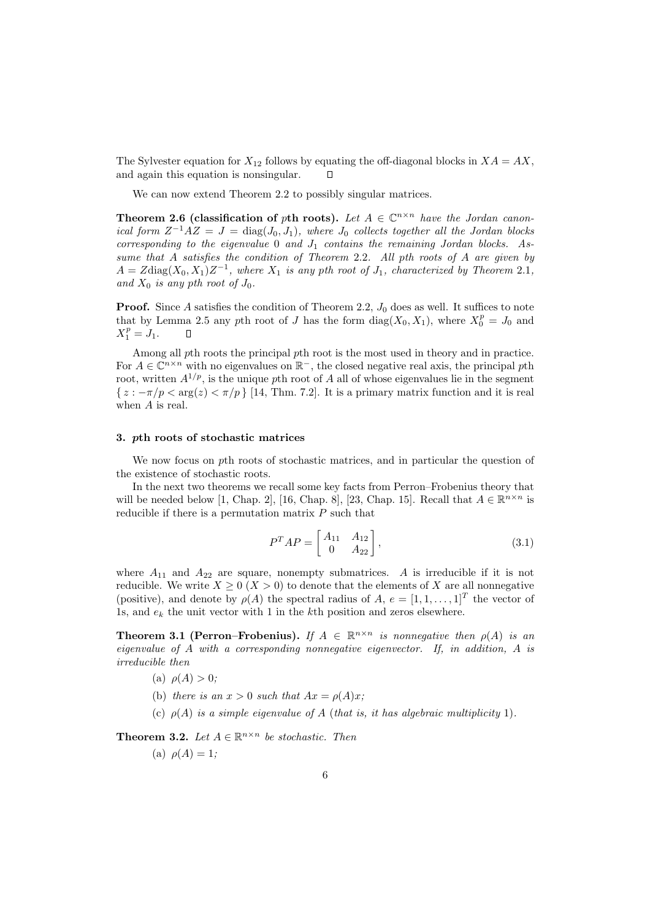The Sylvester equation for $X_{12}$ follows by equating the off-diagonal blocks in $XA = AX$, and again this equation is nonsingular. □

We can now extend Theorem 2.2 to possibly singular matrices.

**Theorem 2.6 (classification of $p$th roots).** *Let $A \in \mathbb{C}^{n\times n}$ have the Jordan canonical form $Z^{-1}AZ = J = \mathrm{diag}(J_0, J_1)$, where $J_0$ collects together all the Jordan blocks corresponding to the eigenvalue 0 and $J_1$ contains the remaining Jordan blocks. Assume that $A$ satisfies the condition of Theorem 2.2. All $p$th roots of $A$ are given by $A = Z\mathrm{diag}(X_0, X_1)Z^{-1}$, where $X_1$ is any $p$th root of $J_1$, characterized by Theorem 2.1, and $X_0$ is any $p$th root of $J_0$.*

**Proof.** Since $A$ satisfies the condition of Theorem 2.2, $J_0$ does as well. It suffices to note that by Lemma 2.5 any $p$th root of $J$ has the form $\mathrm{diag}(X_0, X_1)$, where $X_0^p = J_0$ and $X_1^p = J_1$. □

Among all $p$th roots the principal $p$th root is the most used in theory and in practice. For $A \in \mathbb{C}^{n\times n}$ with no eigenvalues on $\mathbb{R}^-$, the closed negative real axis, the principal $p$th root, written $A^{1/p}$, is the unique $p$th root of $A$ all of whose eigenvalues lie in the segment $\{\, z : -\pi/p < \arg(z) < \pi/p \,\}$ [14, Thm. 7.2]. It is a primary matrix function and it is real when $A$ is real.

## 3. $p$th roots of stochastic matrices

We now focus on $p$th roots of stochastic matrices, and in particular the question of the existence of stochastic roots.

In the next two theorems we recall some key facts from Perron–Frobenius theory that will be needed below [1, Chap. 2], [16, Chap. 8], [23, Chap. 15]. Recall that $A \in \mathbb{R}^{n\times n}$ is reducible if there is a permutation matrix $P$ such that

$$P^TAP = \begin{bmatrix} A_{11} & A_{12} \\ 0 & A_{22} \end{bmatrix}, \tag{3.1}$$

where $A_{11}$ and $A_{22}$ are square, nonempty submatrices. $A$ is irreducible if it is not reducible. We write $X \geq 0$ ($X > 0$) to denote that the elements of $X$ are all nonnegative (positive), and denote by $\rho(A)$ the spectral radius of $A$, $e = [1, 1, \ldots, 1]^T$ the vector of 1s, and $e_k$ the unit vector with 1 in the $k$th position and zeros elsewhere.

**Theorem 3.1 (Perron–Frobenius).** *If $A \in \mathbb{R}^{n\times n}$ is nonnegative then $\rho(A)$ is an eigenvalue of $A$ with a corresponding nonnegative eigenvector. If, in addition, $A$ is irreducible then*

(a) *$\rho(A) > 0$;*

(b) *there is an $x > 0$ such that $Ax = \rho(A)x$;*

(c) *$\rho(A)$ is a simple eigenvalue of $A$ (that is, it has algebraic multiplicity 1).*

**Theorem 3.2.** *Let $A \in \mathbb{R}^{n\times n}$ be stochastic. Then*

(a) *$\rho(A) = 1$;*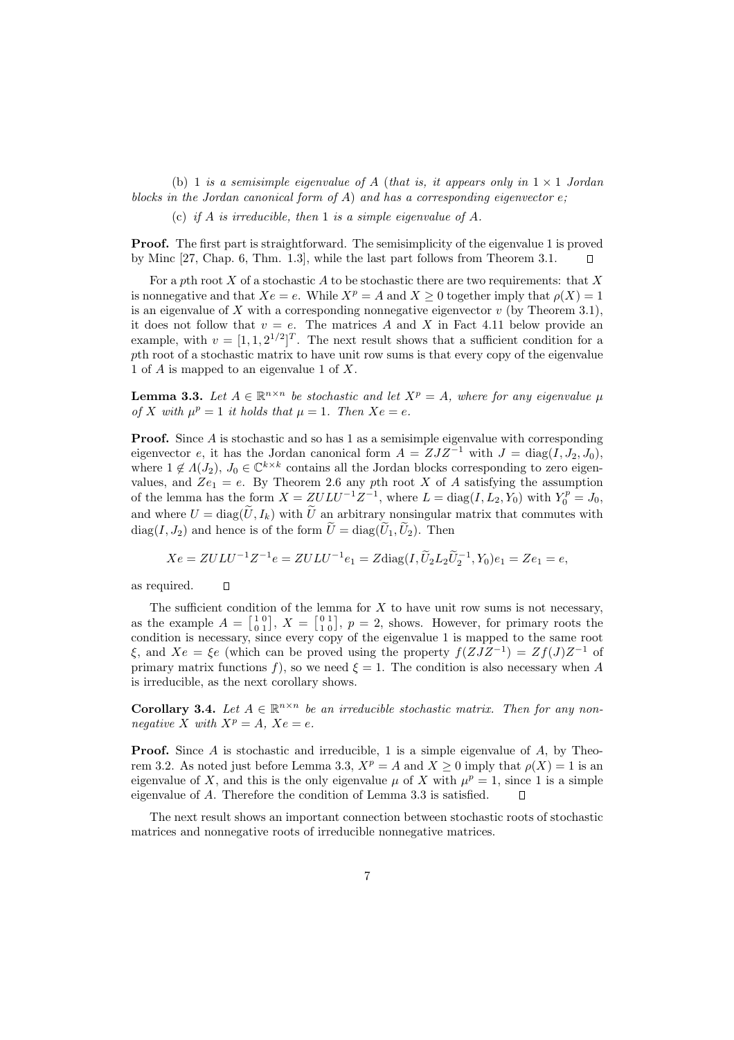(b) *1 is a semisimple eigenvalue of $A$ (that is, it appears only in $1 \times 1$ Jordan blocks in the Jordan canonical form of $A$) and has a corresponding eigenvector $e$;*

(c) *if $A$ is irreducible, then 1 is a simple eigenvalue of $A$.*

**Proof.** The first part is straightforward. The semisimplicity of the eigenvalue 1 is proved by Minc [27, Chap. 6, Thm. 1.3], while the last part follows from Theorem 3.1. $\square$

For a $p$th root $X$ of a stochastic $A$ to be stochastic there are two requirements: that $X$ is nonnegative and that $Xe = e$. While $X^p = A$ and $X \geq 0$ together imply that $\rho(X) = 1$ is an eigenvalue of $X$ with a corresponding nonnegative eigenvector $v$ (by Theorem 3.1), it does not follow that $v = e$. The matrices $A$ and $X$ in Fact 4.11 below provide an example, with $v = [1, 1, 2^{1/2}]^T$. The next result shows that a sufficient condition for a $p$th root of a stochastic matrix to have unit row sums is that every copy of the eigenvalue 1 of $A$ is mapped to an eigenvalue 1 of $X$.

**Lemma 3.3.** *Let $A \in \mathbb{R}^{n \times n}$ be stochastic and let $X^p = A$, where for any eigenvalue $\mu$ of $X$ with $\mu^p = 1$ it holds that $\mu = 1$. Then $Xe = e$.*

**Proof.** Since $A$ is stochastic and so has 1 as a semisimple eigenvalue with corresponding eigenvector $e$, it has the Jordan canonical form $A = ZJZ^{-1}$ with $J = \mathrm{diag}(I, J_2, J_0)$, where $1 \notin \Lambda(J_2)$, $J_0 \in \mathbb{C}^{k \times k}$ contains all the Jordan blocks corresponding to zero eigenvalues, and $Ze_1 = e$. By Theorem 2.6 any $p$th root $X$ of $A$ satisfying the assumption of the lemma has the form $X = ZULU^{-1}Z^{-1}$, where $L = \mathrm{diag}(I, L_2, Y_0)$ with $Y_0^p = J_0$, and where $U = \mathrm{diag}(\widetilde{U}, I_k)$ with $\widetilde{U}$ an arbitrary nonsingular matrix that commutes with $\mathrm{diag}(I, J_2)$ and hence is of the form $\widetilde{U} = \mathrm{diag}(\widetilde{U}_1, \widetilde{U}_2)$. Then

$$Xe = ZULU^{-1}Z^{-1}e = ZULU^{-1}e_1 = Z\mathrm{diag}(I, \widetilde{U}_2 L_2 \widetilde{U}_2^{-1}, Y_0)e_1 = Ze_1 = e,$$

as required. $\square$

The sufficient condition of the lemma for $X$ to have unit row sums is not necessary, as the example $A = \left[\begin{smallmatrix} 1 & 0 \\ 0 & 1 \end{smallmatrix}\right]$, $X = \left[\begin{smallmatrix} 0 & 1 \\ 1 & 0 \end{smallmatrix}\right]$, $p = 2$, shows. However, for primary roots the condition is necessary, since every copy of the eigenvalue 1 is mapped to the same root $\xi$, and $Xe = \xi e$ (which can be proved using the property $f(ZJZ^{-1}) = Zf(J)Z^{-1}$ of primary matrix functions $f$), so we need $\xi = 1$. The condition is also necessary when $A$ is irreducible, as the next corollary shows.

**Corollary 3.4.** *Let $A \in \mathbb{R}^{n \times n}$ be an irreducible stochastic matrix. Then for any nonnegative $X$ with $X^p = A$, $Xe = e$.*

**Proof.** Since $A$ is stochastic and irreducible, 1 is a simple eigenvalue of $A$, by Theorem 3.2. As noted just before Lemma 3.3, $X^p = A$ and $X \geq 0$ imply that $\rho(X) = 1$ is an eigenvalue of $X$, and this is the only eigenvalue $\mu$ of $X$ with $\mu^p = 1$, since 1 is a simple eigenvalue of $A$. Therefore the condition of Lemma 3.3 is satisfied. $\square$

The next result shows an important connection between stochastic roots of stochastic matrices and nonnegative roots of irreducible nonnegative matrices.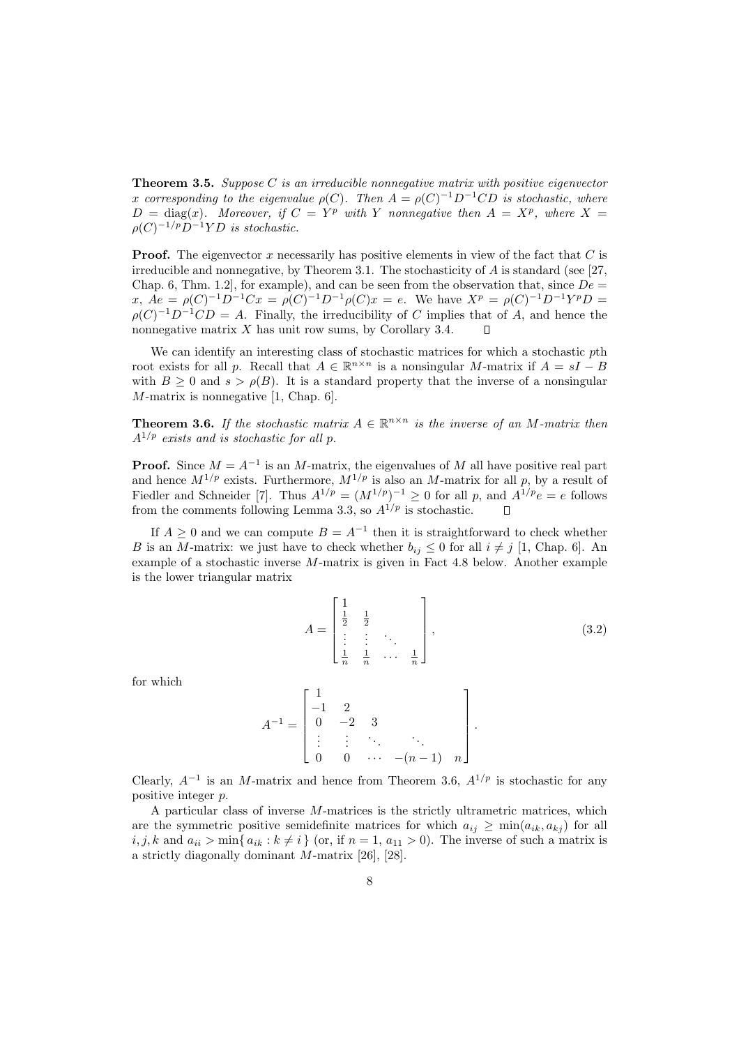**Theorem 3.5.** *Suppose $C$ is an irreducible nonnegative matrix with positive eigenvector $x$ corresponding to the eigenvalue $\rho(C)$. Then $A = \rho(C)^{-1}D^{-1}CD$ is stochastic, where $D = \mathrm{diag}(x)$. Moreover, if $C = Y^p$ with $Y$ nonnegative then $A = X^p$, where $X = \rho(C)^{-1/p}D^{-1}YD$ is stochastic.*

**Proof.** The eigenvector $x$ necessarily has positive elements in view of the fact that $C$ is irreducible and nonnegative, by Theorem 3.1. The stochasticity of $A$ is standard (see [27, Chap. 6, Thm. 1.2], for example), and can be seen from the observation that, since $De = x$, $Ae = \rho(C)^{-1}D^{-1}Cx = \rho(C)^{-1}D^{-1}\rho(C)x = e$. We have $X^p = \rho(C)^{-1}D^{-1}Y^pD = \rho(C)^{-1}D^{-1}CD = A$. Finally, the irreducibility of $C$ implies that of $A$, and hence the nonnegative matrix $X$ has unit row sums, by Corollary 3.4. $\square$

We can identify an interesting class of stochastic matrices for which a stochastic $p$th root exists for all $p$. Recall that $A \in \mathbb{R}^{n\times n}$ is a nonsingular $M$-matrix if $A = sI - B$ with $B \geq 0$ and $s > \rho(B)$. It is a standard property that the inverse of a nonsingular $M$-matrix is nonnegative [1, Chap. 6].

**Theorem 3.6.** *If the stochastic matrix $A \in \mathbb{R}^{n\times n}$ is the inverse of an $M$-matrix then $A^{1/p}$ exists and is stochastic for all $p$.*

**Proof.** Since $M = A^{-1}$ is an $M$-matrix, the eigenvalues of $M$ all have positive real part and hence $M^{1/p}$ exists. Furthermore, $M^{1/p}$ is also an $M$-matrix for all $p$, by a result of Fiedler and Schneider [7]. Thus $A^{1/p} = (M^{1/p})^{-1} \geq 0$ for all $p$, and $A^{1/p}e = e$ follows from the comments following Lemma 3.3, so $A^{1/p}$ is stochastic. $\square$

If $A \geq 0$ and we can compute $B = A^{-1}$ then it is straightforward to check whether $B$ is an $M$-matrix: we just have to check whether $b_{ij} \leq 0$ for all $i \neq j$ [1, Chap. 6]. An example of a stochastic inverse $M$-matrix is given in Fact 4.8 below. Another example is the lower triangular matrix

$$A = \begin{bmatrix} 1 & & & \\ \frac{1}{2} & \frac{1}{2} & & \\ \vdots & \vdots & \ddots & \\ \frac{1}{n} & \frac{1}{n} & \cdots & \frac{1}{n} \end{bmatrix}, \tag{3.2}$$

for which

$$A^{-1} = \begin{bmatrix} 1 & & & & \\ -1 & 2 & & & \\ 0 & -2 & 3 & & \\ \vdots & \vdots & \ddots & \ddots & \\ 0 & 0 & \cdots & -(n-1) & n \end{bmatrix}.$$

Clearly, $A^{-1}$ is an $M$-matrix and hence from Theorem 3.6, $A^{1/p}$ is stochastic for any positive integer $p$.

A particular class of inverse $M$-matrices is the strictly ultrametric matrices, which are the symmetric positive semidefinite matrices for which $a_{ij} \geq \min(a_{ik}, a_{kj})$ for all $i, j, k$ and $a_{ii} > \min\{\, a_{ik} : k \neq i \,\}$ (or, if $n = 1$, $a_{11} > 0$). The inverse of such a matrix is a strictly diagonally dominant $M$-matrix [26], [28].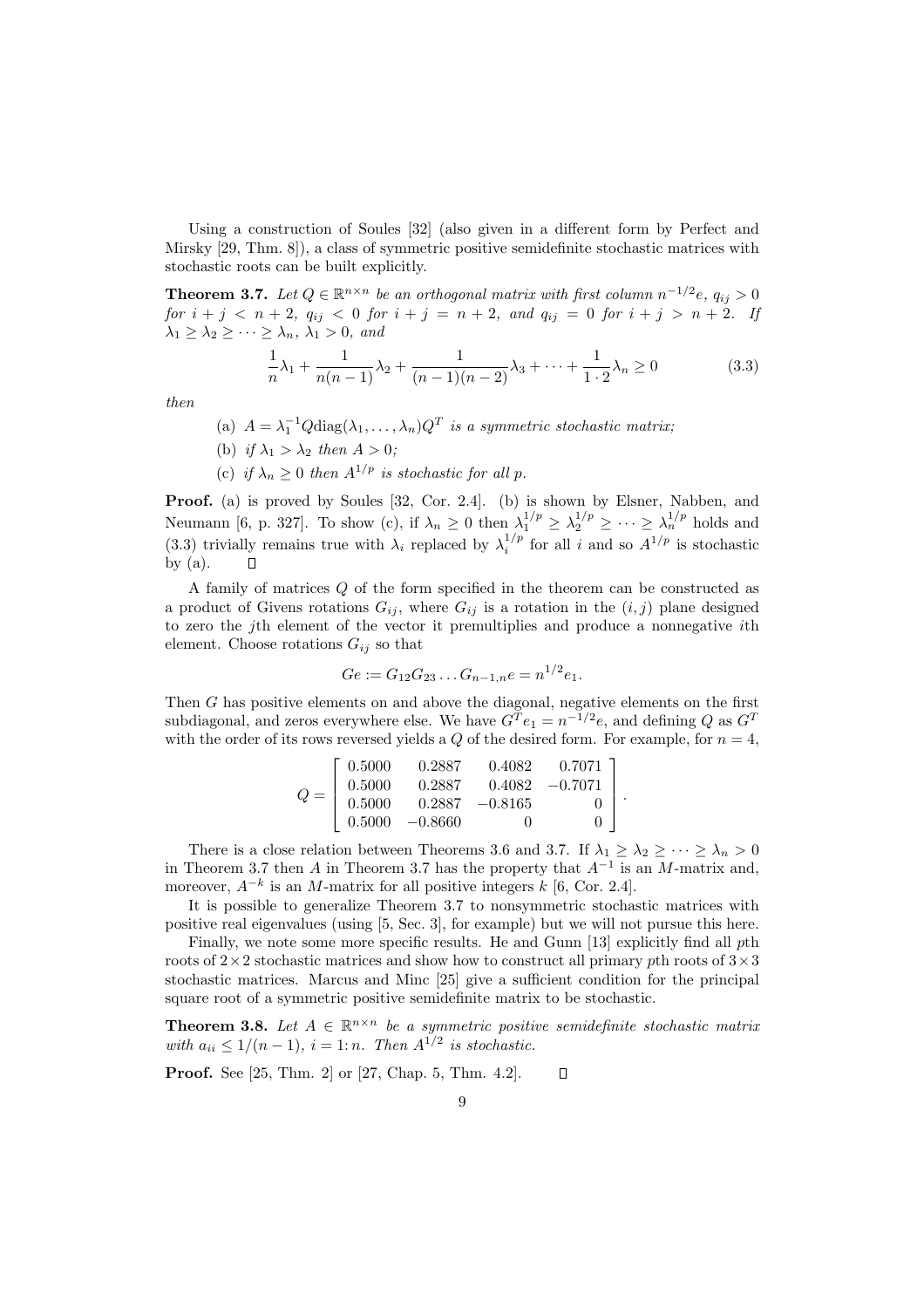Using a construction of Soules [32] (also given in a different form by Perfect and Mirsky [29, Thm. 8]), a class of symmetric positive semidefinite stochastic matrices with stochastic roots can be built explicitly.

**Theorem 3.7.** *Let $Q \in \mathbb{R}^{n\times n}$ be an orthogonal matrix with first column $n^{-1/2}e$, $q_{ij} > 0$ for $i + j < n + 2$, $q_{ij} < 0$ for $i + j = n + 2$, and $q_{ij} = 0$ for $i + j > n + 2$. If $\lambda_1 \geq \lambda_2 \geq \cdots \geq \lambda_n$, $\lambda_1 > 0$, and*

$$\frac{1}{n}\lambda_1 + \frac{1}{n(n-1)}\lambda_2 + \frac{1}{(n-1)(n-2)}\lambda_3 + \cdots + \frac{1}{1\cdot 2}\lambda_n \geq 0 \tag{3.3}$$

*then*

(a) *$A = \lambda_1^{-1} Q\operatorname{diag}(\lambda_1, \dots, \lambda_n)Q^T$ is a symmetric stochastic matrix;*

(b) *if $\lambda_1 > \lambda_2$ then $A > 0$;*

(c) *if $\lambda_n \geq 0$ then $A^{1/p}$ is stochastic for all $p$.*

**Proof.** (a) is proved by Soules [32, Cor. 2.4]. (b) is shown by Elsner, Nabben, and Neumann [6, p. 327]. To show (c), if $\lambda_n \geq 0$ then $\lambda_1^{1/p} \geq \lambda_2^{1/p} \geq \cdots \geq \lambda_n^{1/p}$ holds and (3.3) trivially remains true with $\lambda_i$ replaced by $\lambda_i^{1/p}$ for all $i$ and so $A^{1/p}$ is stochastic by (a). □

A family of matrices $Q$ of the form specified in the theorem can be constructed as a product of Givens rotations $G_{ij}$, where $G_{ij}$ is a rotation in the $(i, j)$ plane designed to zero the $j$th element of the vector it premultiplies and produce a nonnegative $i$th element. Choose rotations $G_{ij}$ so that

$$Ge := G_{12}G_{23}\dots G_{n-1,n}e = n^{1/2}e_1.$$

Then $G$ has positive elements on and above the diagonal, negative elements on the first subdiagonal, and zeros everywhere else. We have $G^Te_1 = n^{-1/2}e$, and defining $Q$ as $G^T$ with the order of its rows reversed yields a $Q$ of the desired form. For example, for $n = 4$,

$$Q = \begin{bmatrix} 0.5000 & 0.2887 & 0.4082 & 0.7071 \\ 0.5000 & 0.2887 & 0.4082 & -0.7071 \\ 0.5000 & 0.2887 & -0.8165 & 0 \\ 0.5000 & -0.8660 & 0 & 0 \end{bmatrix}.$$

There is a close relation between Theorems 3.6 and 3.7. If $\lambda_1 \geq \lambda_2 \geq \cdots \geq \lambda_n > 0$ in Theorem 3.7 then $A$ in Theorem 3.7 has the property that $A^{-1}$ is an $M$-matrix and, moreover, $A^{-k}$ is an $M$-matrix for all positive integers $k$ [6, Cor. 2.4].

It is possible to generalize Theorem 3.7 to nonsymmetric stochastic matrices with positive real eigenvalues (using [5, Sec. 3], for example) but we will not pursue this here.

Finally, we note some more specific results. He and Gunn [13] explicitly find all $p$th roots of $2\times 2$ stochastic matrices and show how to construct all primary $p$th roots of $3\times 3$ stochastic matrices. Marcus and Minc [25] give a sufficient condition for the principal square root of a symmetric positive semidefinite matrix to be stochastic.

**Theorem 3.8.** *Let $A \in \mathbb{R}^{n\times n}$ be a symmetric positive semidefinite stochastic matrix with $a_{ii} \leq 1/(n-1)$, $i = 1\colon n$. Then $A^{1/2}$ is stochastic.*

**Proof.** See [25, Thm. 2] or [27, Chap. 5, Thm. 4.2]. □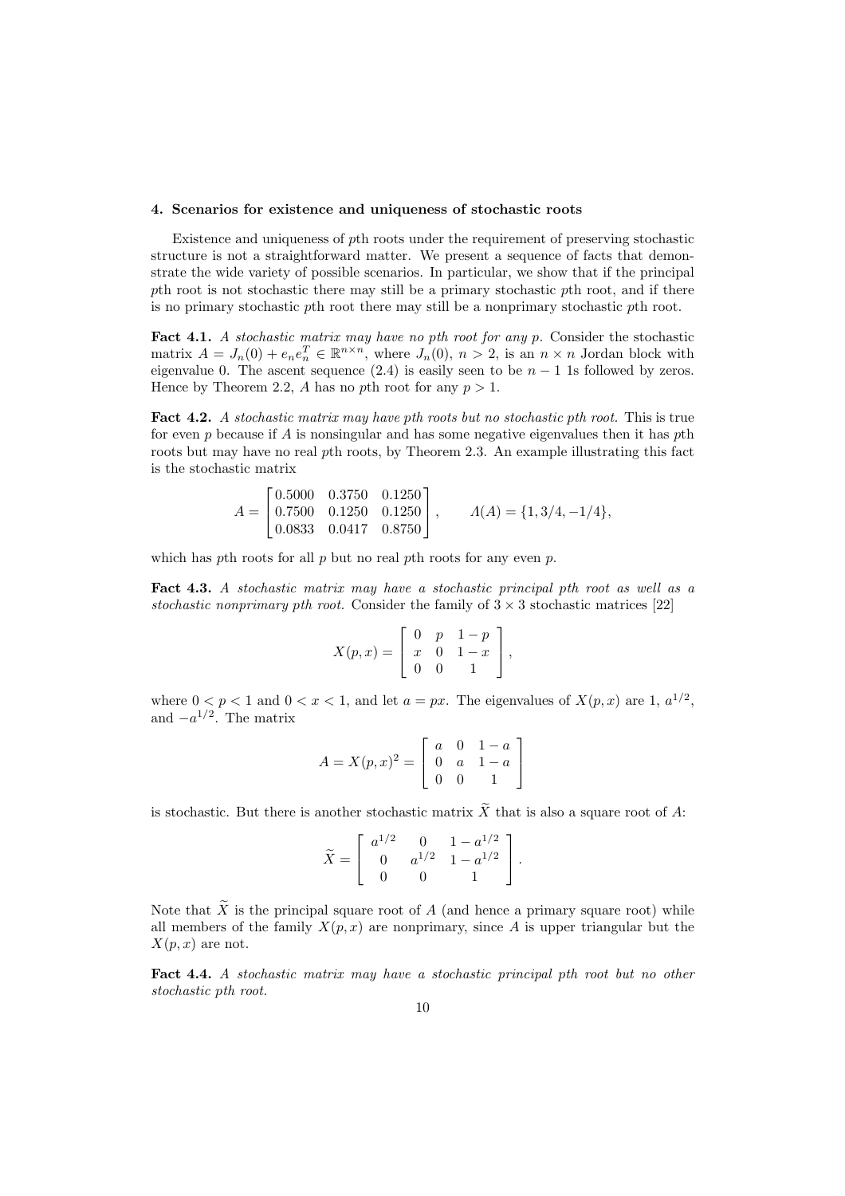### 4. Scenarios for existence and uniqueness of stochastic roots

Existence and uniqueness of $p$th roots under the requirement of preserving stochastic structure is not a straightforward matter. We present a sequence of facts that demonstrate the wide variety of possible scenarios. In particular, we show that if the principal $p$th root is not stochastic there may still be a primary stochastic $p$th root, and if there is no primary stochastic $p$th root there may still be a nonprimary stochastic $p$th root.

**Fact 4.1.** *A stochastic matrix may have no $p$th root for any $p$.* Consider the stochastic matrix $A = J_n(0) + e_n e_n^T \in \mathbb{R}^{n\times n}$, where $J_n(0)$, $n > 2$, is an $n \times n$ Jordan block with eigenvalue 0. The ascent sequence (2.4) is easily seen to be $n-1$ 1s followed by zeros. Hence by Theorem 2.2, $A$ has no $p$th root for any $p > 1$.

**Fact 4.2.** *A stochastic matrix may have $p$th roots but no stochastic $p$th root.* This is true for even $p$ because if $A$ is nonsingular and has some negative eigenvalues then it has $p$th roots but may have no real $p$th roots, by Theorem 2.3. An example illustrating this fact is the stochastic matrix

$$A = \begin{bmatrix} 0.5000 & 0.3750 & 0.1250 \\ 0.7500 & 0.1250 & 0.1250 \\ 0.0833 & 0.0417 & 0.8750 \end{bmatrix}, \qquad \Lambda(A) = \{1, 3/4, -1/4\},$$

which has $p$th roots for all $p$ but no real $p$th roots for any even $p$.

**Fact 4.3.** *A stochastic matrix may have a stochastic principal $p$th root as well as a stochastic nonprimary $p$th root.* Consider the family of $3 \times 3$ stochastic matrices [22]

$$X(p, x) = \begin{bmatrix} 0 & p & 1-p \\ x & 0 & 1-x \\ 0 & 0 & 1 \end{bmatrix},$$

where $0 < p < 1$ and $0 < x < 1$, and let $a = px$. The eigenvalues of $X(p, x)$ are 1, $a^{1/2}$, and $-a^{1/2}$. The matrix

$$A = X(p, x)^2 = \begin{bmatrix} a & 0 & 1-a \\ 0 & a & 1-a \\ 0 & 0 & 1 \end{bmatrix}$$

is stochastic. But there is another stochastic matrix $\widetilde{X}$ that is also a square root of $A$:

$$\widetilde{X} = \begin{bmatrix} a^{1/2} & 0 & 1-a^{1/2} \\ 0 & a^{1/2} & 1-a^{1/2} \\ 0 & 0 & 1 \end{bmatrix}.$$

Note that $\widetilde{X}$ is the principal square root of $A$ (and hence a primary square root) while all members of the family $X(p, x)$ are nonprimary, since $A$ is upper triangular but the $X(p, x)$ are not.

**Fact 4.4.** *A stochastic matrix may have a stochastic principal $p$th root but no other stochastic $p$th root.*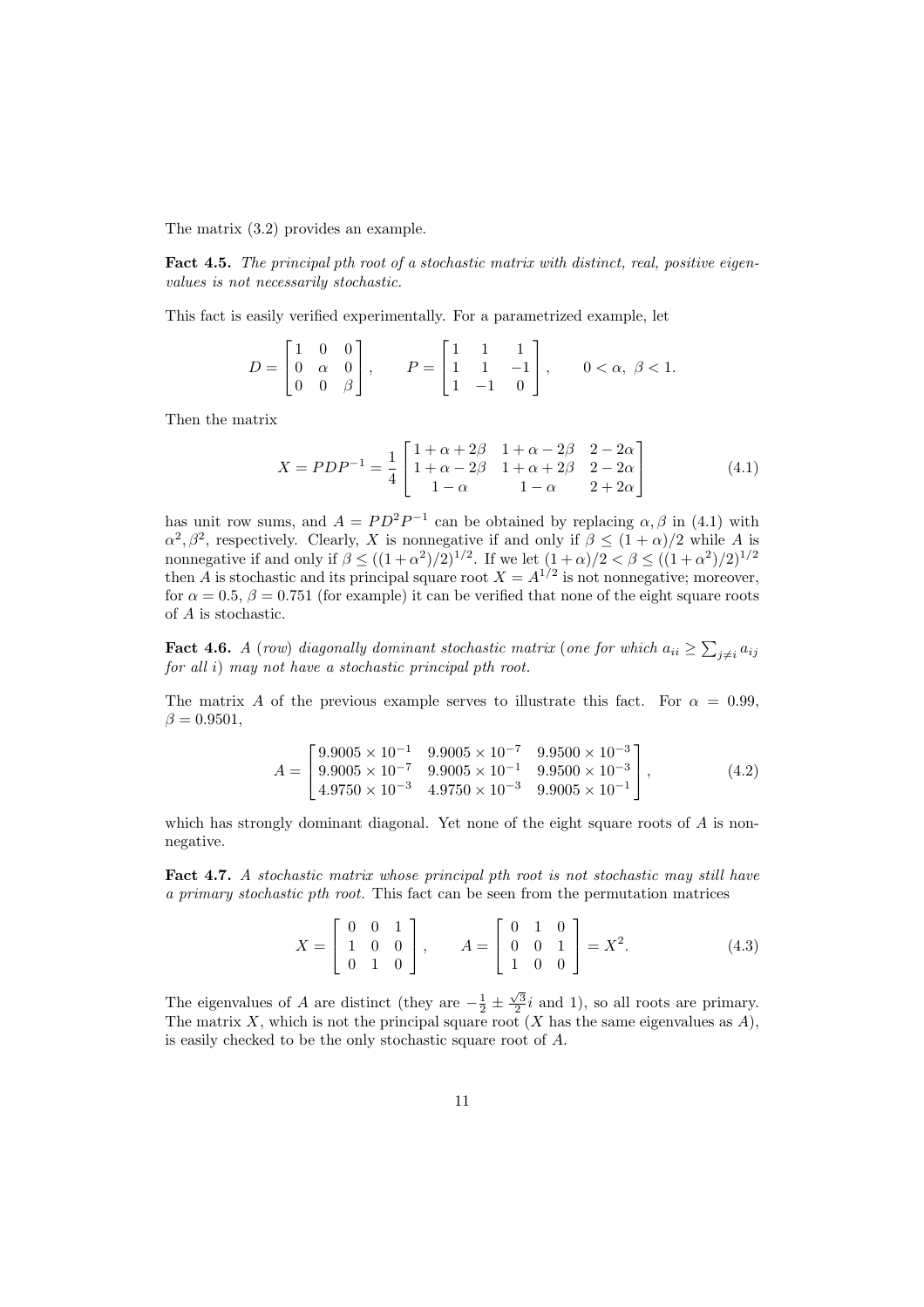The matrix (3.2) provides an example.

**Fact 4.5.** *The principal pth root of a stochastic matrix with distinct, real, positive eigenvalues is not necessarily stochastic.*

This fact is easily verified experimentally. For a parametrized example, let

$$D = \begin{bmatrix} 1 & 0 & 0 \\ 0 & \alpha & 0 \\ 0 & 0 & \beta \end{bmatrix}, \qquad P = \begin{bmatrix} 1 & 1 & 1 \\ 1 & 1 & -1 \\ 1 & -1 & 0 \end{bmatrix}, \qquad 0 < \alpha,\ \beta < 1.$$

Then the matrix

$$X = PDP^{-1} = \frac{1}{4} \begin{bmatrix} 1+\alpha+2\beta & 1+\alpha-2\beta & 2-2\alpha \\ 1+\alpha-2\beta & 1+\alpha+2\beta & 2-2\alpha \\ 1-\alpha & 1-\alpha & 2+2\alpha \end{bmatrix} \tag{4.1}$$

has unit row sums, and $A = PD^2P^{-1}$ can be obtained by replacing $\alpha, \beta$ in (4.1) with $\alpha^2, \beta^2$, respectively. Clearly, $X$ is nonnegative if and only if $\beta \le (1+\alpha)/2$ while $A$ is nonnegative if and only if $\beta \le ((1+\alpha^2)/2)^{1/2}$. If we let $(1+\alpha)/2 < \beta \le ((1+\alpha^2)/2)^{1/2}$ then $A$ is stochastic and its principal square root $X = A^{1/2}$ is not nonnegative; moreover, for $\alpha = 0.5$, $\beta = 0.751$ (for example) it can be verified that none of the eight square roots of $A$ is stochastic.

**Fact 4.6.** *A* (*row*) *diagonally dominant stochastic matrix* (*one for which $a_{ii} \ge \sum_{j \ne i} a_{ij}$ for all $i$*) *may not have a stochastic principal pth root.*

The matrix $A$ of the previous example serves to illustrate this fact. For $\alpha = 0.99$, $\beta = 0.9501$,

$$A = \begin{bmatrix} 9.9005 \times 10^{-1} & 9.9005 \times 10^{-7} & 9.9500 \times 10^{-3} \\ 9.9005 \times 10^{-7} & 9.9005 \times 10^{-1} & 9.9500 \times 10^{-3} \\ 4.9750 \times 10^{-3} & 4.9750 \times 10^{-3} & 9.9005 \times 10^{-1} \end{bmatrix}, \tag{4.2}$$

which has strongly dominant diagonal. Yet none of the eight square roots of $A$ is nonnegative.

**Fact 4.7.** *A stochastic matrix whose principal pth root is not stochastic may still have a primary stochastic pth root.* This fact can be seen from the permutation matrices

$$X = \begin{bmatrix} 0 & 0 & 1 \\ 1 & 0 & 0 \\ 0 & 1 & 0 \end{bmatrix}, \qquad A = \begin{bmatrix} 0 & 1 & 0 \\ 0 & 0 & 1 \\ 1 & 0 & 0 \end{bmatrix} = X^2. \tag{4.3}$$

The eigenvalues of $A$ are distinct (they are $-\frac{1}{2} \pm \frac{\sqrt{3}}{2}i$ and 1), so all roots are primary. The matrix $X$, which is not the principal square root ($X$ has the same eigenvalues as $A$), is easily checked to be the only stochastic square root of $A$.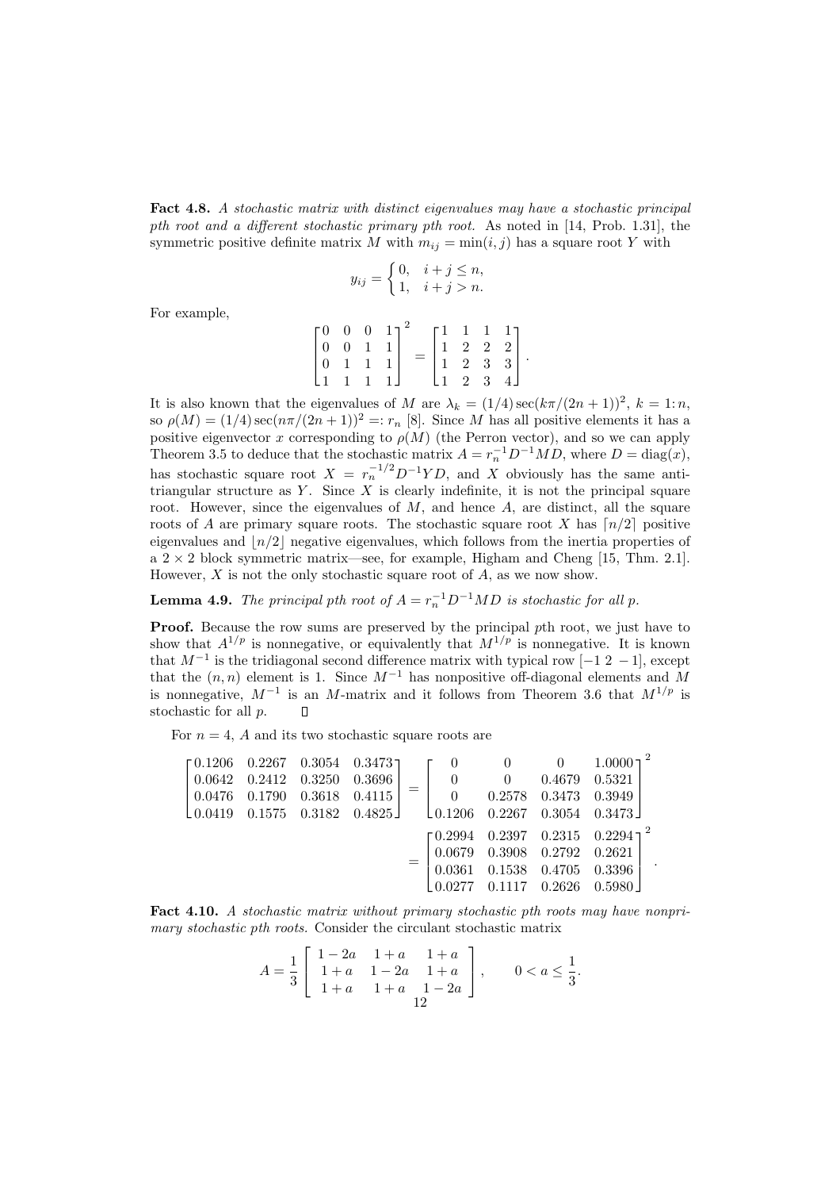**Fact 4.8.** *A stochastic matrix with distinct eigenvalues may have a stochastic principal pth root and a different stochastic primary pth root.* As noted in [14, Prob. 1.31], the symmetric positive definite matrix $M$ with $m_{ij} = \min(i, j)$ has a square root $Y$ with

$$y_{ij} = \begin{cases} 0, & i + j \le n, \\ 1, & i + j > n. \end{cases}$$

For example,

$$\begin{bmatrix} 0 & 0 & 0 & 1 \\ 0 & 0 & 1 & 1 \\ 0 & 1 & 1 & 1 \\ 1 & 1 & 1 & 1 \end{bmatrix}^2 = \begin{bmatrix} 1 & 1 & 1 & 1 \\ 1 & 2 & 2 & 2 \\ 1 & 2 & 3 & 3 \\ 1 & 2 & 3 & 4 \end{bmatrix}.$$

It is also known that the eigenvalues of $M$ are $\lambda_k = (1/4)\sec(k\pi/(2n+1))^2$, $k = 1\colon n$, so $\rho(M) = (1/4)\sec(n\pi/(2n+1))^2 =: r_n$ [8]. Since $M$ has all positive elements it has a positive eigenvector $x$ corresponding to $\rho(M)$ (the Perron vector), and so we can apply Theorem 3.5 to deduce that the stochastic matrix $A = r_n^{-1}D^{-1}MD$, where $D = \operatorname{diag}(x)$, has stochastic square root $X = r_n^{-1/2}D^{-1}YD$, and $X$ obviously has the same anti-triangular structure as $Y$. Since $X$ is clearly indefinite, it is not the principal square root. However, since the eigenvalues of $M$, and hence $A$, are distinct, all the square roots of $A$ are primary square roots. The stochastic square root $X$ has $\lceil n/2 \rceil$ positive eigenvalues and $\lfloor n/2 \rfloor$ negative eigenvalues, which follows from the inertia properties of a $2 \times 2$ block symmetric matrix—see, for example, Higham and Cheng [15, Thm. 2.1]. However, $X$ is not the only stochastic square root of $A$, as we now show.

**Lemma 4.9.** *The principal pth root of $A = r_n^{-1}D^{-1}MD$ is stochastic for all $p$.*

**Proof.** Because the row sums are preserved by the principal $p$th root, we just have to show that $A^{1/p}$ is nonnegative, or equivalently that $M^{1/p}$ is nonnegative. It is known that $M^{-1}$ is the tridiagonal second difference matrix with typical row $[-1\ 2\ -1]$, except that the $(n, n)$ element is 1. Since $M^{-1}$ has nonpositive off-diagonal elements and $M$ is nonnegative, $M^{-1}$ is an $M$-matrix and it follows from Theorem 3.6 that $M^{1/p}$ is stochastic for all $p$. $\square$

For $n = 4$, $A$ and its two stochastic square roots are

$$\begin{bmatrix} 0.1206 & 0.2267 & 0.3054 & 0.3473 \\ 0.0642 & 0.2412 & 0.3250 & 0.3696 \\ 0.0476 & 0.1790 & 0.3618 & 0.4115 \\ 0.0419 & 0.1575 & 0.3182 & 0.4825 \end{bmatrix} = \begin{bmatrix} 0 & 0 & 0 & 1.0000 \\ 0 & 0 & 0.4679 & 0.5321 \\ 0 & 0.2578 & 0.3473 & 0.3949 \\ 0.1206 & 0.2267 & 0.3054 & 0.3473 \end{bmatrix}^2$$

$$= \begin{bmatrix} 0.2994 & 0.2397 & 0.2315 & 0.2294 \\ 0.0679 & 0.3908 & 0.2792 & 0.2621 \\ 0.0361 & 0.1538 & 0.4705 & 0.3396 \\ 0.0277 & 0.1117 & 0.2626 & 0.5980 \end{bmatrix}^2.$$

**Fact 4.10.** *A stochastic matrix without primary stochastic pth roots may have nonprimary stochastic pth roots.* Consider the circulant stochastic matrix

$$A = \frac{1}{3}\begin{bmatrix} 1-2a & 1+a & 1+a \\ 1+a & 1-2a & 1+a \\ 1+a & 1+a & 1-2a \end{bmatrix}, \qquad 0 < a \le \frac{1}{3}.$$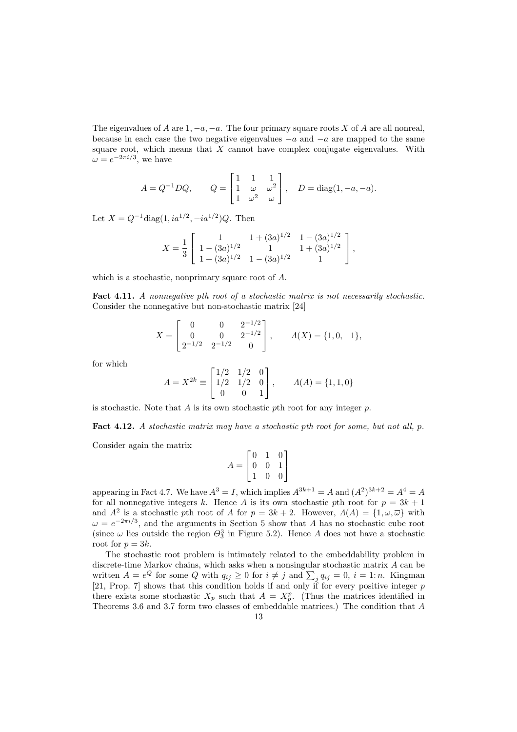The eigenvalues of $A$ are $1, -a, -a$. The four primary square roots $X$ of $A$ are all nonreal, because in each case the two negative eigenvalues $-a$ and $-a$ are mapped to the same square root, which means that $X$ cannot have complex conjugate eigenvalues. With $\omega = e^{-2\pi i/3}$, we have

$$A = Q^{-1}DQ, \qquad Q = \begin{bmatrix} 1 & 1 & 1 \\ 1 & \omega & \omega^2 \\ 1 & \omega^2 & \omega \end{bmatrix}, \quad D = \mathrm{diag}(1, -a, -a).$$

Let $X = Q^{-1}\mathrm{diag}(1, ia^{1/2}, -ia^{1/2})Q$. Then

$$X = \frac{1}{3}\begin{bmatrix} 1 & 1+(3a)^{1/2} & 1-(3a)^{1/2} \\ 1-(3a)^{1/2} & 1 & 1+(3a)^{1/2} \\ 1+(3a)^{1/2} & 1-(3a)^{1/2} & 1 \end{bmatrix},$$

which is a stochastic, nonprimary square root of $A$.

**Fact 4.11.** *A nonnegative pth root of a stochastic matrix is not necessarily stochastic.* Consider the nonnegative but non-stochastic matrix [24]

$$X = \begin{bmatrix} 0 & 0 & 2^{-1/2} \\ 0 & 0 & 2^{-1/2} \\ 2^{-1/2} & 2^{-1/2} & 0 \end{bmatrix}, \qquad \Lambda(X) = \{1, 0, -1\},$$

for which

$$A = X^{2k} \equiv \begin{bmatrix} 1/2 & 1/2 & 0 \\ 1/2 & 1/2 & 0 \\ 0 & 0 & 1 \end{bmatrix}, \qquad \Lambda(A) = \{1, 1, 0\}$$

is stochastic. Note that $A$ is its own stochastic $p$th root for any integer $p$.

**Fact 4.12.** *A stochastic matrix may have a stochastic pth root for some, but not all, p.*

Consider again the matrix

$$A = \begin{bmatrix} 0 & 1 & 0 \\ 0 & 0 & 1 \\ 1 & 0 & 0 \end{bmatrix}$$

appearing in Fact 4.7. We have $A^3 = I$, which implies $A^{3k+1} = A$ and $(A^2)^{3k+2} = A^4 = A$ for all nonnegative integers $k$. Hence $A$ is its own stochastic $p$th root for $p = 3k+1$ and $A^2$ is a stochastic $p$th root of $A$ for $p = 3k+2$. However, $\Lambda(A) = \{1, \omega, \overline{\omega}\}$ with $\omega = e^{-2\pi i/3}$, and the arguments in Section 5 show that $A$ has no stochastic cube root (since $\omega$ lies outside the region $\Theta_3^3$ in Figure 5.2). Hence $A$ does not have a stochastic root for $p = 3k$.

The stochastic root problem is intimately related to the embeddability problem in discrete-time Markov chains, which asks when a nonsingular stochastic matrix $A$ can be written $A = e^Q$ for some $Q$ with $q_{ij} \geq 0$ for $i \neq j$ and $\sum_j q_{ij} = 0$, $i = 1\colon n$. Kingman [21, Prop. 7] shows that this condition holds if and only if for every positive integer $p$ there exists some stochastic $X_p$ such that $A = X_p^p$. (Thus the matrices identified in Theorems 3.6 and 3.7 form two classes of embeddable matrices.) The condition that $A$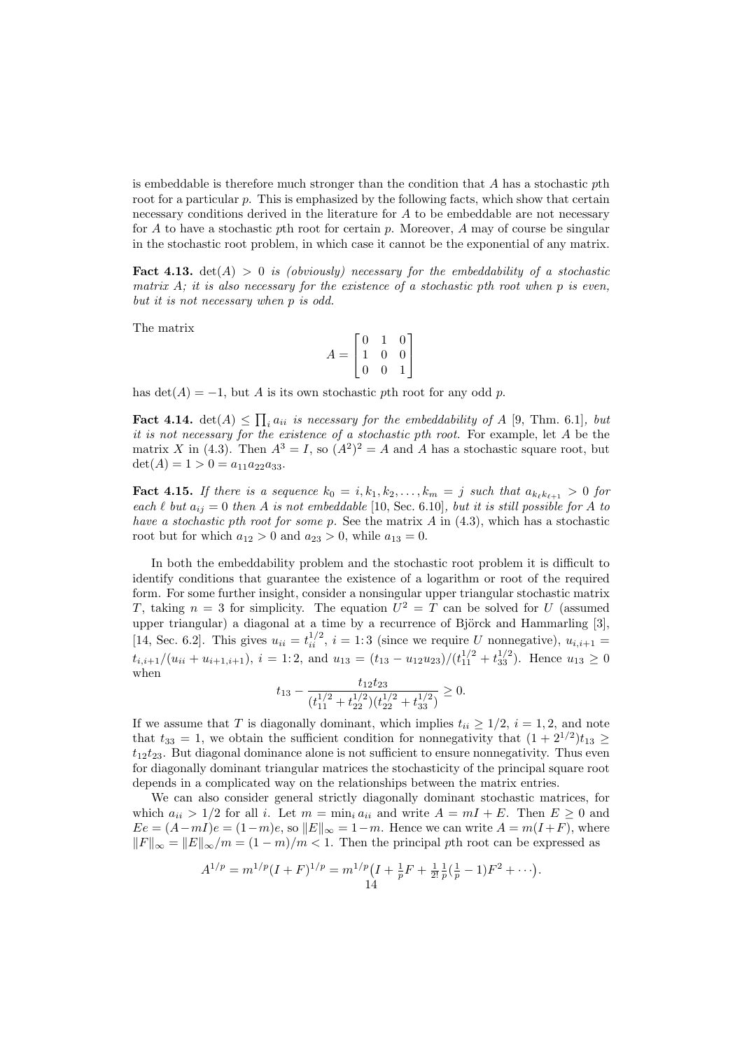is embeddable is therefore much stronger than the condition that $A$ has a stochastic $p$th root for a particular $p$. This is emphasized by the following facts, which show that certain necessary conditions derived in the literature for $A$ to be embeddable are not necessary for $A$ to have a stochastic $p$th root for certain $p$. Moreover, $A$ may of course be singular in the stochastic root problem, in which case it cannot be the exponential of any matrix.

**Fact 4.13.** *$\det(A) > 0$ is (obviously) necessary for the embeddability of a stochastic matrix $A$; it is also necessary for the existence of a stochastic $p$th root when $p$ is even, but it is not necessary when $p$ is odd.*

The matrix

$$A = \begin{bmatrix} 0 & 1 & 0 \\ 1 & 0 & 0 \\ 0 & 0 & 1 \end{bmatrix}$$

has $\det(A) = -1$, but $A$ is its own stochastic $p$th root for any odd $p$.

**Fact 4.14.** *$\det(A) \le \prod_i a_{ii}$ is necessary for the embeddability of $A$ [9, Thm. 6.1], but it is not necessary for the existence of a stochastic $p$th root.* For example, let $A$ be the matrix $X$ in (4.3). Then $A^3 = I$, so $(A^2)^2 = A$ and $A$ has a stochastic square root, but $\det(A) = 1 > 0 = a_{11}a_{22}a_{33}$.

**Fact 4.15.** *If there is a sequence $k_0 = i, k_1, k_2, \dots, k_m = j$ such that $a_{k_\ell k_{\ell+1}} > 0$ for each $\ell$ but $a_{ij} = 0$ then $A$ is not embeddable [10, Sec. 6.10], but it is still possible for $A$ to have a stochastic $p$th root for some $p$.* See the matrix $A$ in (4.3), which has a stochastic root but for which $a_{12} > 0$ and $a_{23} > 0$, while $a_{13} = 0$.

In both the embeddability problem and the stochastic root problem it is difficult to identify conditions that guarantee the existence of a logarithm or root of the required form. For some further insight, consider a nonsingular upper triangular stochastic matrix $T$, taking $n = 3$ for simplicity. The equation $U^2 = T$ can be solved for $U$ (assumed upper triangular) a diagonal at a time by a recurrence of Björck and Hammarling [3], [14, Sec. 6.2]. This gives $u_{ii} = t_{ii}^{1/2}$, $i = 1\colon 3$ (since we require $U$ nonnegative), $u_{i,i+1} = t_{i,i+1}/(u_{ii} + u_{i+1,i+1})$, $i = 1\colon 2$, and $u_{13} = (t_{13} - u_{12}u_{23})/(t_{11}^{1/2} + t_{33}^{1/2})$. Hence $u_{13} \ge 0$ when

$$t_{13} - \frac{t_{12}t_{23}}{(t_{11}^{1/2} + t_{22}^{1/2})(t_{22}^{1/2} + t_{33}^{1/2})} \ge 0.$$

If we assume that $T$ is diagonally dominant, which implies $t_{ii} \ge 1/2$, $i = 1, 2$, and note that $t_{33} = 1$, we obtain the sufficient condition for nonnegativity that $(1 + 2^{1/2})t_{13} \ge t_{12}t_{23}$. But diagonal dominance alone is not sufficient to ensure nonnegativity. Thus even for diagonally dominant triangular matrices the stochasticity of the principal square root depends in a complicated way on the relationships between the matrix entries.

We can also consider general strictly diagonally dominant stochastic matrices, for which $a_{ii} > 1/2$ for all $i$. Let $m = \min_i a_{ii}$ and write $A = mI + E$. Then $E \ge 0$ and $Ee = (A - mI)e = (1-m)e$, so $\|E\|_\infty = 1 - m$. Hence we can write $A = m(I + F)$, where $\|F\|_\infty = \|E\|_\infty / m = (1-m)/m < 1$. Then the principal $p$th root can be expressed as

$$A^{1/p} = m^{1/p}(I + F)^{1/p} = m^{1/p}\big(I + \tfrac{1}{p}F + \tfrac{1}{2!}\tfrac{1}{p}(\tfrac{1}{p} - 1)F^2 + \cdots\big).$$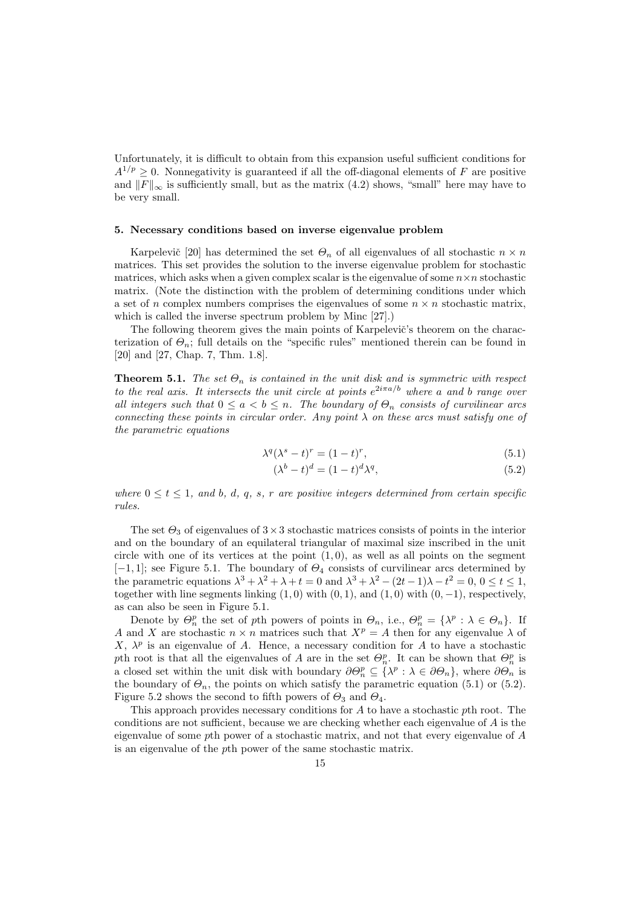Unfortunately, it is difficult to obtain from this expansion useful sufficient conditions for $A^{1/p} \geq 0$. Nonnegativity is guaranteed if all the off-diagonal elements of $F$ are positive and $\|F\|_\infty$ is sufficiently small, but as the matrix (4.2) shows, "small" here may have to be very small.

## 5. Necessary conditions based on inverse eigenvalue problem

Karpelevič [20] has determined the set $\Theta_n$ of all eigenvalues of all stochastic $n \times n$ matrices. This set provides the solution to the inverse eigenvalue problem for stochastic matrices, which asks when a given complex scalar is the eigenvalue of some $n\times n$ stochastic matrix. (Note the distinction with the problem of determining conditions under which a set of $n$ complex numbers comprises the eigenvalues of some $n \times n$ stochastic matrix, which is called the inverse spectrum problem by Minc [27].)

The following theorem gives the main points of Karpelevič's theorem on the characterization of $\Theta_n$; full details on the "specific rules" mentioned therein can be found in [20] and [27, Chap. 7, Thm. 1.8].

**Theorem 5.1.** *The set $\Theta_n$ is contained in the unit disk and is symmetric with respect to the real axis. It intersects the unit circle at points $e^{2i\pi a/b}$ where $a$ and $b$ range over all integers such that $0 \leq a < b \leq n$. The boundary of $\Theta_n$ consists of curvilinear arcs connecting these points in circular order. Any point $\lambda$ on these arcs must satisfy one of the parametric equations*

$$\lambda^q(\lambda^s - t)^r = (1-t)^r, \tag{5.1}$$

$$(\lambda^b - t)^d = (1-t)^d\lambda^q, \tag{5.2}$$

*where $0 \leq t \leq 1$, and $b$, $d$, $q$, $s$, $r$ are positive integers determined from certain specific rules.*

The set $\Theta_3$ of eigenvalues of $3\times 3$ stochastic matrices consists of points in the interior and on the boundary of an equilateral triangular of maximal size inscribed in the unit circle with one of its vertices at the point $(1,0)$, as well as all points on the segment $[-1,1]$; see Figure 5.1. The boundary of $\Theta_4$ consists of curvilinear arcs determined by the parametric equations $\lambda^3+\lambda^2+\lambda+t=0$ and $\lambda^3+\lambda^2-(2t-1)\lambda-t^2=0$, $0\leq t\leq 1$, together with line segments linking $(1,0)$ with $(0,1)$, and $(1,0)$ with $(0,-1)$, respectively, as can also be seen in Figure 5.1.

Denote by $\Theta_n^p$ the set of $p$th powers of points in $\Theta_n$, i.e., $\Theta_n^p = \{\lambda^p : \lambda \in \Theta_n\}$. If $A$ and $X$ are stochastic $n\times n$ matrices such that $X^p = A$ then for any eigenvalue $\lambda$ of $X$, $\lambda^p$ is an eigenvalue of $A$. Hence, a necessary condition for $A$ to have a stochastic $p$th root is that all the eigenvalues of $A$ are in the set $\Theta_n^p$. It can be shown that $\Theta_n^p$ is a closed set within the unit disk with boundary $\partial\Theta_n^p \subseteq \{\lambda^p : \lambda \in \partial\Theta_n\}$, where $\partial\Theta_n$ is the boundary of $\Theta_n$, the points on which satisfy the parametric equation (5.1) or (5.2). Figure 5.2 shows the second to fifth powers of $\Theta_3$ and $\Theta_4$.

This approach provides necessary conditions for $A$ to have a stochastic $p$th root. The conditions are not sufficient, because we are checking whether each eigenvalue of $A$ is the eigenvalue of some $p$th power of a stochastic matrix, and not that every eigenvalue of $A$ is an eigenvalue of the $p$th power of the same stochastic matrix.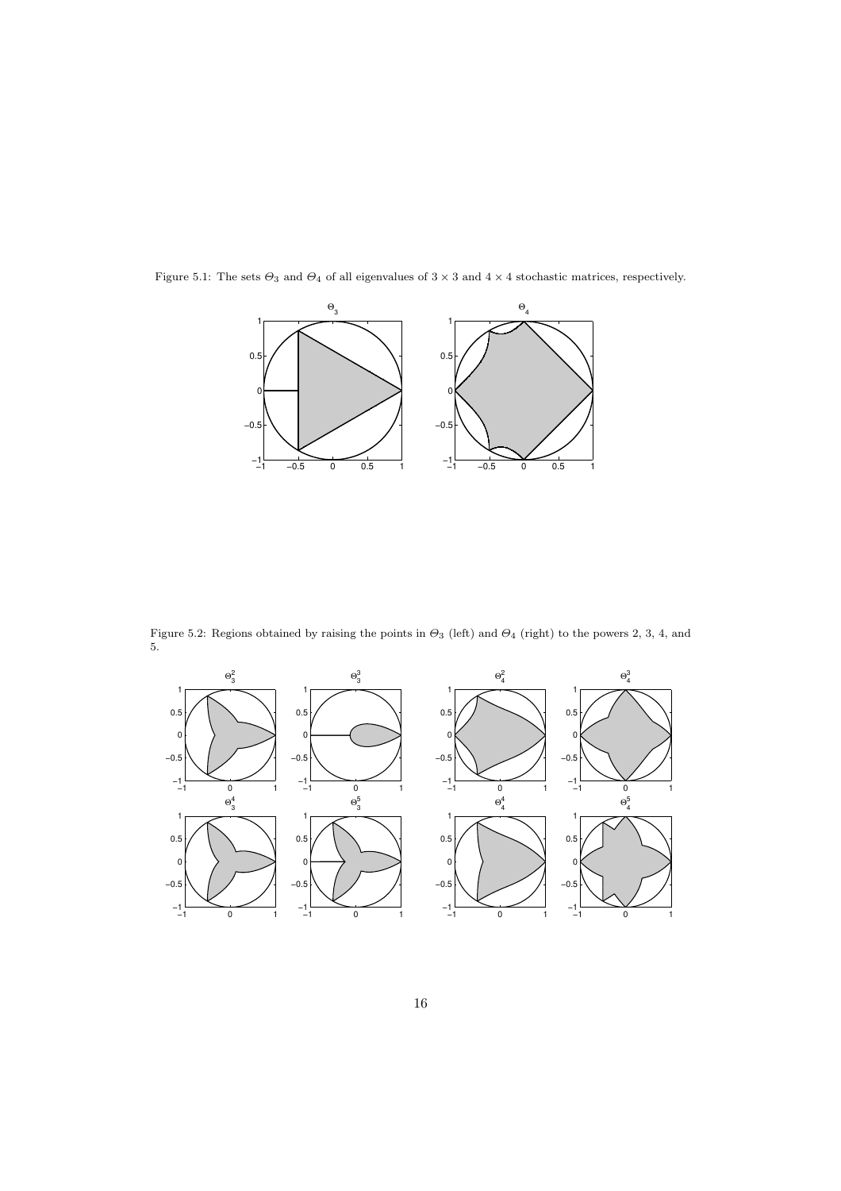Figure 5.1: The sets $\Theta_3$ and $\Theta_4$ of all eigenvalues of $3 \times 3$ and $4 \times 4$ stochastic matrices, respectively.

Figure 5.2: Regions obtained by raising the points in $\Theta_3$ (left) and $\Theta_4$ (right) to the powers 2, 3, 4, and 5.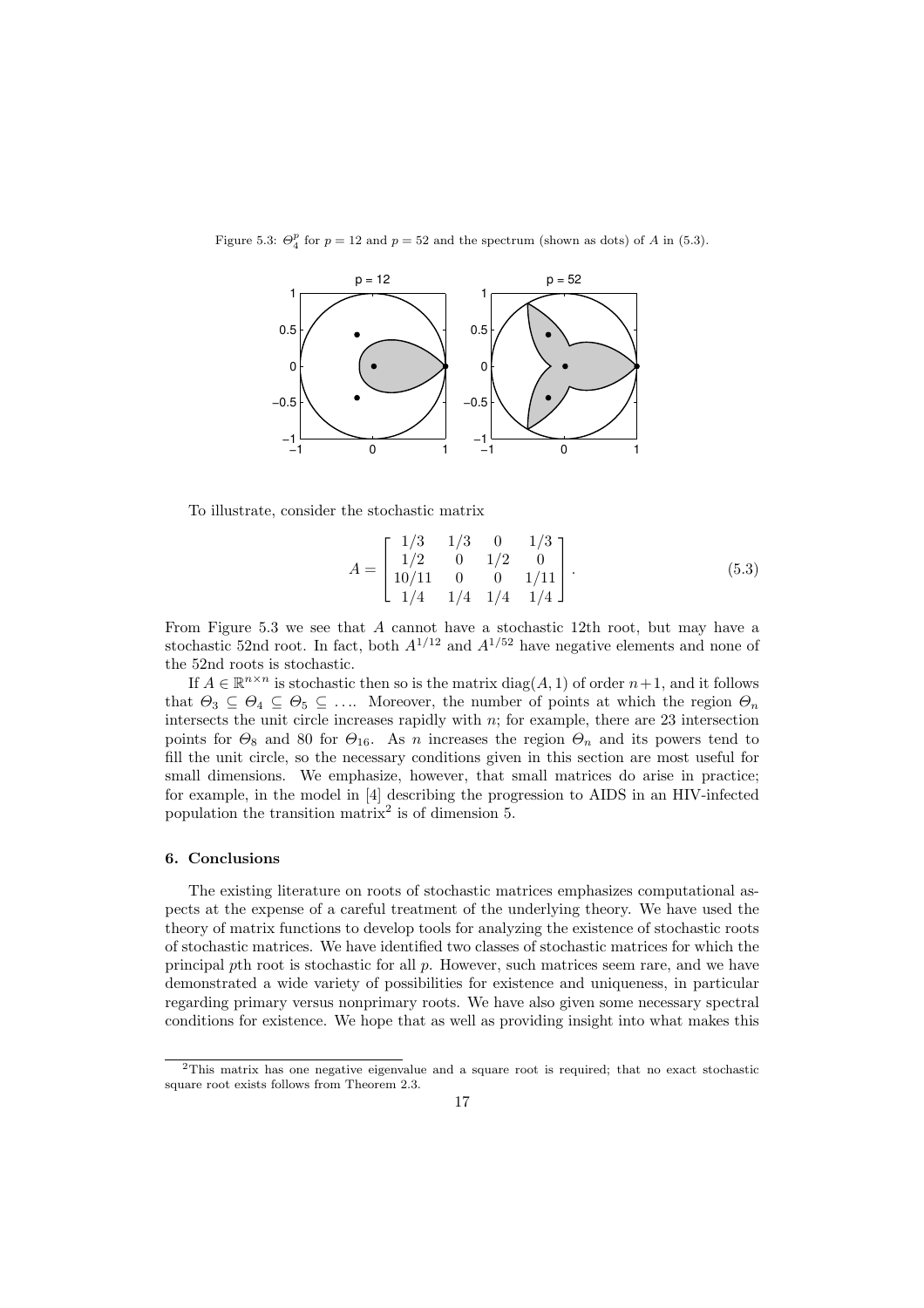Figure 5.3: $\Theta_4^p$ for $p = 12$ and $p = 52$ and the spectrum (shown as dots) of $A$ in (5.3).

To illustrate, consider the stochastic matrix

$$A = \begin{bmatrix} 1/3 & 1/3 & 0 & 1/3 \\ 1/2 & 0 & 1/2 & 0 \\ 10/11 & 0 & 0 & 1/11 \\ 1/4 & 1/4 & 1/4 & 1/4 \end{bmatrix}. \tag{5.3}$$

From Figure 5.3 we see that $A$ cannot have a stochastic 12th root, but may have a stochastic 52nd root. In fact, both $A^{1/12}$ and $A^{1/52}$ have negative elements and none of the 52nd roots is stochastic.

If $A \in \mathbb{R}^{n\times n}$ is stochastic then so is the matrix $\mathrm{diag}(A, 1)$ of order $n+1$, and it follows that $\Theta_3 \subseteq \Theta_4 \subseteq \Theta_5 \subseteq \ldots$. Moreover, the number of points at which the region $\Theta_n$ intersects the unit circle increases rapidly with $n$; for example, there are 23 intersection points for $\Theta_8$ and 80 for $\Theta_{16}$. As $n$ increases the region $\Theta_n$ and its powers tend to fill the unit circle, so the necessary conditions given in this section are most useful for small dimensions. We emphasize, however, that small matrices do arise in practice; for example, in the model in [4] describing the progression to AIDS in an HIV-infected population the transition matrix[2] is of dimension 5.

## 6. Conclusions

The existing literature on roots of stochastic matrices emphasizes computational aspects at the expense of a careful treatment of the underlying theory. We have used the theory of matrix functions to develop tools for analyzing the existence of stochastic roots of stochastic matrices. We have identified two classes of stochastic matrices for which the principal $p$th root is stochastic for all $p$. However, such matrices seem rare, and we have demonstrated a wide variety of possibilities for existence and uniqueness, in particular regarding primary versus nonprimary roots. We have also given some necessary spectral conditions for existence. We hope that as well as providing insight into what makes this

[2] This matrix has one negative eigenvalue and a square root is required; that no exact stochastic square root exists follows from Theorem 2.3.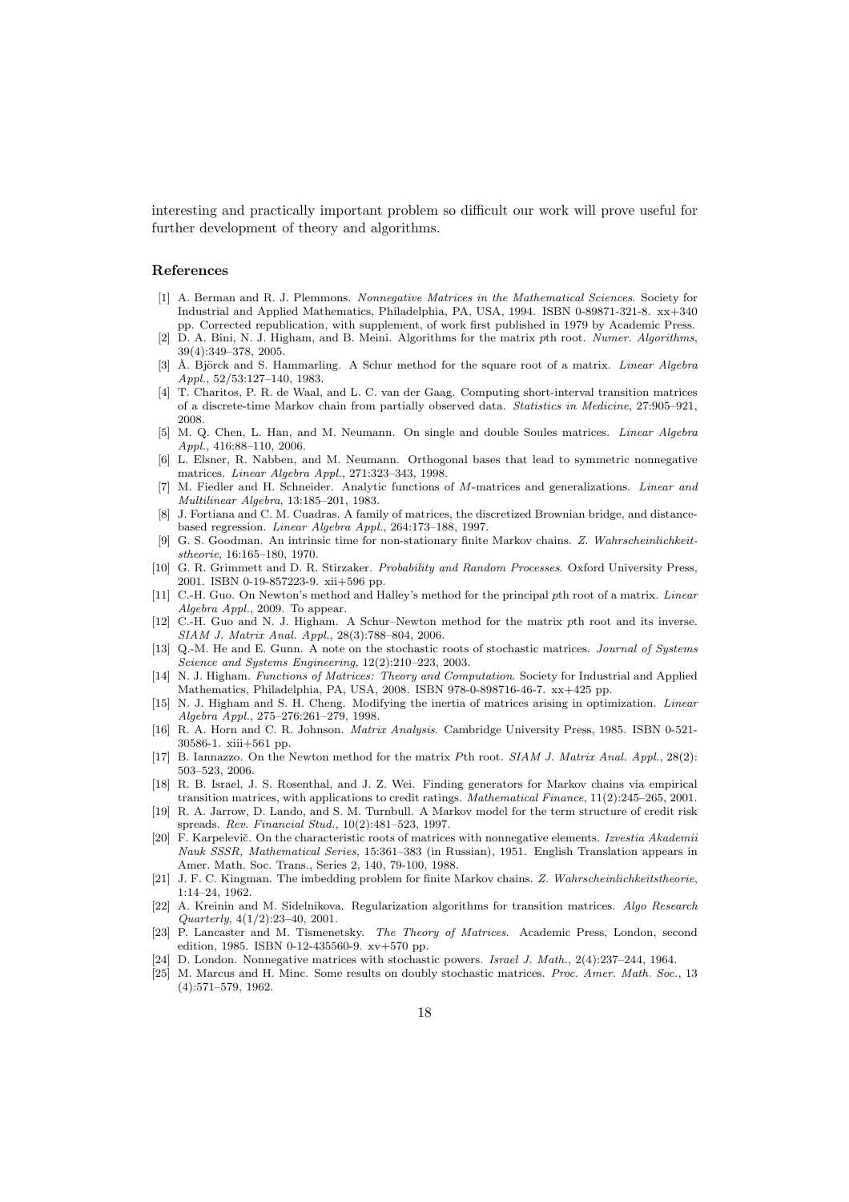interesting and practically important problem so difficult our work will prove useful for further development of theory and algorithms.

## References

[1] A. Berman and R. J. Plemmons. *Nonnegative Matrices in the Mathematical Sciences*. Society for Industrial and Applied Mathematics, Philadelphia, PA, USA, 1994. ISBN 0-89871-321-8. xx+340 pp. Corrected republication, with supplement, of work first published in 1979 by Academic Press.

[2] D. A. Bini, N. J. Higham, and B. Meini. Algorithms for the matrix $p$th root. *Numer. Algorithms*, 39(4):349–378, 2005.

[3] Å. Björck and S. Hammarling. A Schur method for the square root of a matrix. *Linear Algebra Appl.*, 52/53:127–140, 1983.

[4] T. Charitos, P. R. de Waal, and L. C. van der Gaag. Computing short-interval transition matrices of a discrete-time Markov chain from partially observed data. *Statistics in Medicine*, 27:905–921, 2008.

[5] M. Q. Chen, L. Han, and M. Neumann. On single and double Soules matrices. *Linear Algebra Appl.*, 416:88–110, 2006.

[6] L. Elsner, R. Nabben, and M. Neumann. Orthogonal bases that lead to symmetric nonnegative matrices. *Linear Algebra Appl.*, 271:323–343, 1998.

[7] M. Fiedler and H. Schneider. Analytic functions of $M$-matrices and generalizations. *Linear and Multilinear Algebra*, 13:185–201, 1983.

[8] J. Fortiana and C. M. Cuadras. A family of matrices, the discretized Brownian bridge, and distance-based regression. *Linear Algebra Appl.*, 264:173–188, 1997.

[9] G. S. Goodman. An intrinsic time for non-stationary finite Markov chains. *Z. Wahrscheinlichkeitstheorie*, 16:165–180, 1970.

[10] G. R. Grimmett and D. R. Stirzaker. *Probability and Random Processes*. Oxford University Press, 2001. ISBN 0-19-857223-9. xii+596 pp.

[11] C.-H. Guo. On Newton's method and Halley's method for the principal $p$th root of a matrix. *Linear Algebra Appl.*, 2009. To appear.

[12] C.-H. Guo and N. J. Higham. A Schur–Newton method for the matrix $p$th root and its inverse. *SIAM J. Matrix Anal. Appl.*, 28(3):788–804, 2006.

[13] Q.-M. He and E. Gunn. A note on the stochastic roots of stochastic matrices. *Journal of Systems Science and Systems Engineering*, 12(2):210–223, 2003.

[14] N. J. Higham. *Functions of Matrices: Theory and Computation*. Society for Industrial and Applied Mathematics, Philadelphia, PA, USA, 2008. ISBN 978-0-898716-46-7. xx+425 pp.

[15] N. J. Higham and S. H. Cheng. Modifying the inertia of matrices arising in optimization. *Linear Algebra Appl.*, 275–276:261–279, 1998.

[16] R. A. Horn and C. R. Johnson. *Matrix Analysis*. Cambridge University Press, 1985. ISBN 0-521-30586-1. xiii+561 pp.

[17] B. Iannazzo. On the Newton method for the matrix $P$th root. *SIAM J. Matrix Anal. Appl.*, 28(2): 503–523, 2006.

[18] R. B. Israel, J. S. Rosenthal, and J. Z. Wei. Finding generators for Markov chains via empirical transition matrices, with applications to credit ratings. *Mathematical Finance*, 11(2):245–265, 2001.

[19] R. A. Jarrow, D. Lando, and S. M. Turnbull. A Markov model for the term structure of credit risk spreads. *Rev. Financial Stud.*, 10(2):481–523, 1997.

[20] F. Karpelevič. On the characteristic roots of matrices with nonnegative elements. *Izvestia Akademii Nauk SSSR, Mathematical Series*, 15:361–383 (in Russian), 1951. English Translation appears in Amer. Math. Soc. Trans., Series 2, 140, 79-100, 1988.

[21] J. F. C. Kingman. The imbedding problem for finite Markov chains. *Z. Wahrscheinlichkeitstheorie*, 1:14–24, 1962.

[22] A. Kreinin and M. Sidelnikova. Regularization algorithms for transition matrices. *Algo Research Quarterly*, 4(1/2):23–40, 2001.

[23] P. Lancaster and M. Tismenetsky. *The Theory of Matrices*. Academic Press, London, second edition, 1985. ISBN 0-12-435560-9. xv+570 pp.

[24] D. London. Nonnegative matrices with stochastic powers. *Israel J. Math.*, 2(4):237–244, 1964.

[25] M. Marcus and H. Minc. Some results on doubly stochastic matrices. *Proc. Amer. Math. Soc.*, 13 (4):571–579, 1962.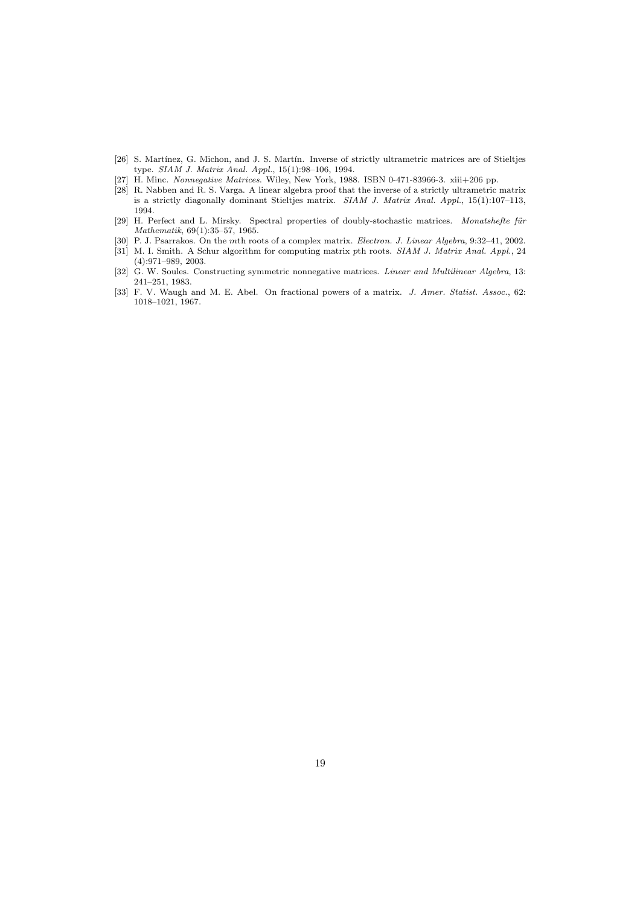[26] S. Martínez, G. Michon, and J. S. Martín. Inverse of strictly ultrametric matrices are of Stieltjes type. *SIAM J. Matrix Anal. Appl.*, 15(1):98–106, 1994.

[27] H. Minc. *Nonnegative Matrices*. Wiley, New York, 1988. ISBN 0-471-83966-3. xiii+206 pp.

[28] R. Nabben and R. S. Varga. A linear algebra proof that the inverse of a strictly ultrametric matrix is a strictly diagonally dominant Stieltjes matrix. *SIAM J. Matrix Anal. Appl.*, 15(1):107–113, 1994.

[29] H. Perfect and L. Mirsky. Spectral properties of doubly-stochastic matrices. *Monatshefte für Mathematik*, 69(1):35–57, 1965.

[30] P. J. Psarrakos. On the $m$th roots of a complex matrix. *Electron. J. Linear Algebra*, 9:32–41, 2002.

[31] M. I. Smith. A Schur algorithm for computing matrix $p$th roots. *SIAM J. Matrix Anal. Appl.*, 24 (4):971–989, 2003.

[32] G. W. Soules. Constructing symmetric nonnegative matrices. *Linear and Multilinear Algebra*, 13: 241–251, 1983.

[33] F. V. Waugh and M. E. Abel. On fractional powers of a matrix. *J. Amer. Statist. Assoc.*, 62: 1018–1021, 1967.